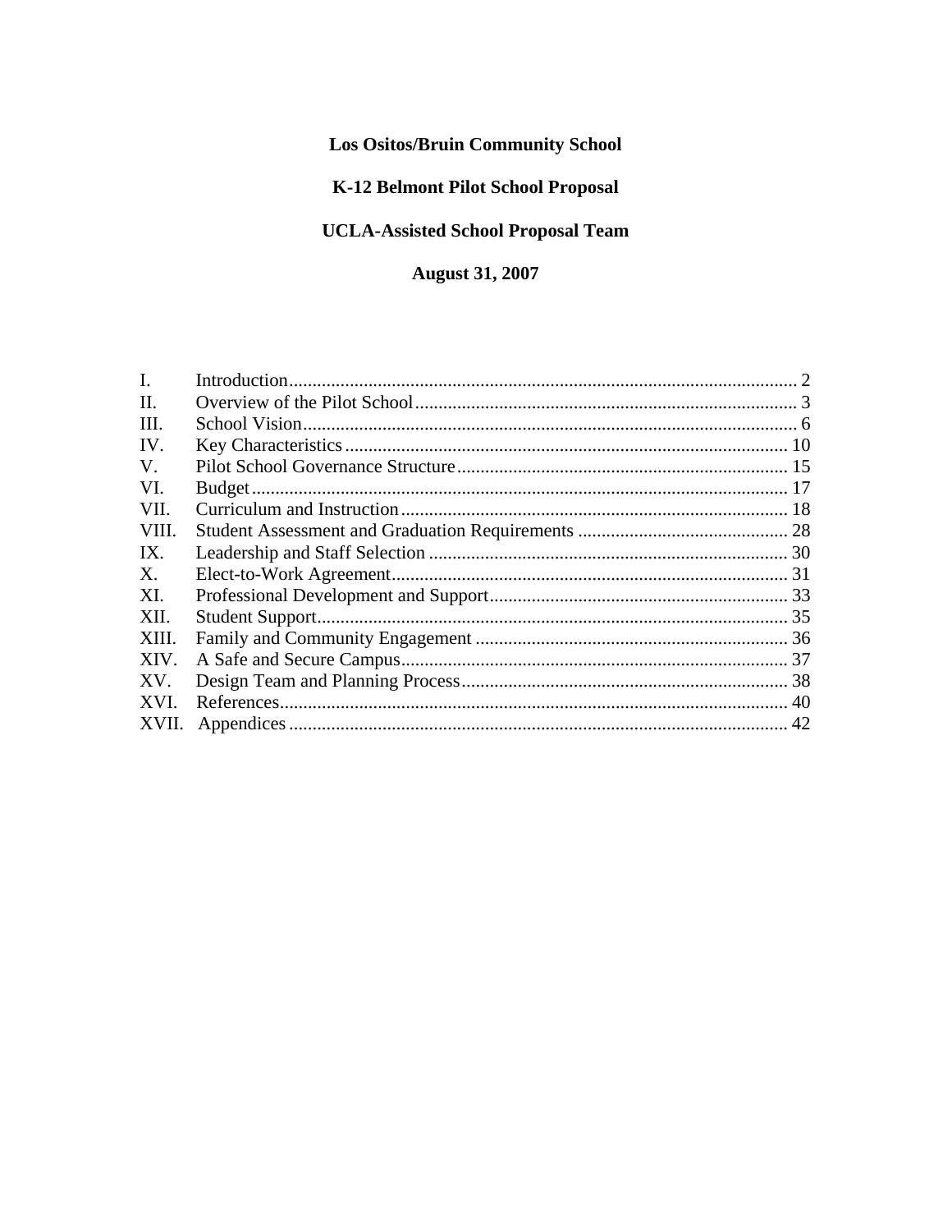# Los Ositos/Bruin Community School

## K-12 Belmont Pilot School Proposal

## UCLA-Assisted School Proposal Team

## August 31, 2007

| | | |
|---|---|---|
| I. | Introduction | 2 |
| II. | Overview of the Pilot School | 3 |
| III. | School Vision | 6 |
| IV. | Key Characteristics | 10 |
| V. | Pilot School Governance Structure | 15 |
| VI. | Budget | 17 |
| VII. | Curriculum and Instruction | 18 |
| VIII. | Student Assessment and Graduation Requirements | 28 |
| IX. | Leadership and Staff Selection | 30 |
| X. | Elect-to-Work Agreement | 31 |
| XI. | Professional Development and Support | 33 |
| XII. | Student Support | 35 |
| XIII. | Family and Community Engagement | 36 |
| XIV. | A Safe and Secure Campus | 37 |
| XV. | Design Team and Planning Process | 38 |
| XVI. | References | 40 |
| XVII. | Appendices | 42 |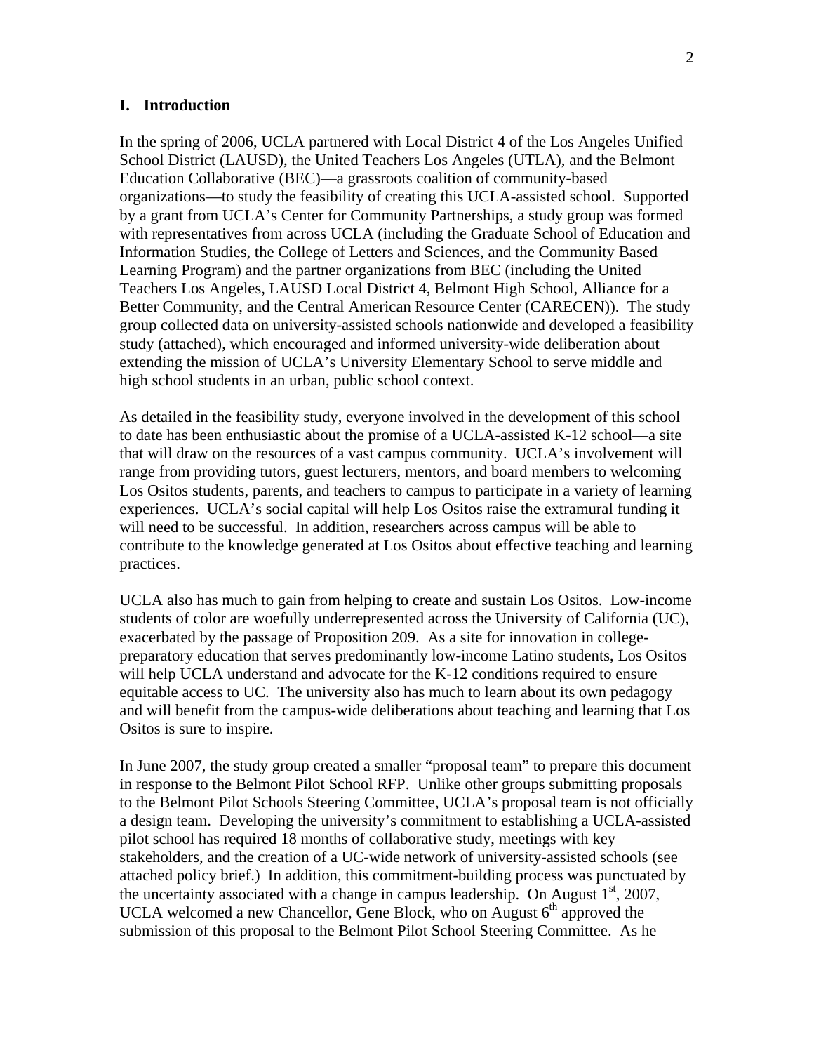## I. Introduction

In the spring of 2006, UCLA partnered with Local District 4 of the Los Angeles Unified School District (LAUSD), the United Teachers Los Angeles (UTLA), and the Belmont Education Collaborative (BEC)—a grassroots coalition of community-based organizations—to study the feasibility of creating this UCLA-assisted school. Supported by a grant from UCLA's Center for Community Partnerships, a study group was formed with representatives from across UCLA (including the Graduate School of Education and Information Studies, the College of Letters and Sciences, and the Community Based Learning Program) and the partner organizations from BEC (including the United Teachers Los Angeles, LAUSD Local District 4, Belmont High School, Alliance for a Better Community, and the Central American Resource Center (CARECEN)). The study group collected data on university-assisted schools nationwide and developed a feasibility study (attached), which encouraged and informed university-wide deliberation about extending the mission of UCLA's University Elementary School to serve middle and high school students in an urban, public school context.

As detailed in the feasibility study, everyone involved in the development of this school to date has been enthusiastic about the promise of a UCLA-assisted K-12 school—a site that will draw on the resources of a vast campus community. UCLA's involvement will range from providing tutors, guest lecturers, mentors, and board members to welcoming Los Ositos students, parents, and teachers to campus to participate in a variety of learning experiences. UCLA's social capital will help Los Ositos raise the extramural funding it will need to be successful. In addition, researchers across campus will be able to contribute to the knowledge generated at Los Ositos about effective teaching and learning practices.

UCLA also has much to gain from helping to create and sustain Los Ositos. Low-income students of color are woefully underrepresented across the University of California (UC), exacerbated by the passage of Proposition 209. As a site for innovation in college-preparatory education that serves predominantly low-income Latino students, Los Ositos will help UCLA understand and advocate for the K-12 conditions required to ensure equitable access to UC. The university also has much to learn about its own pedagogy and will benefit from the campus-wide deliberations about teaching and learning that Los Ositos is sure to inspire.

In June 2007, the study group created a smaller "proposal team" to prepare this document in response to the Belmont Pilot School RFP. Unlike other groups submitting proposals to the Belmont Pilot Schools Steering Committee, UCLA's proposal team is not officially a design team. Developing the university's commitment to establishing a UCLA-assisted pilot school has required 18 months of collaborative study, meetings with key stakeholders, and the creation of a UC-wide network of university-assisted schools (see attached policy brief.) In addition, this commitment-building process was punctuated by the uncertainty associated with a change in campus leadership. On August 1st, 2007, UCLA welcomed a new Chancellor, Gene Block, who on August 6th approved the submission of this proposal to the Belmont Pilot School Steering Committee. As he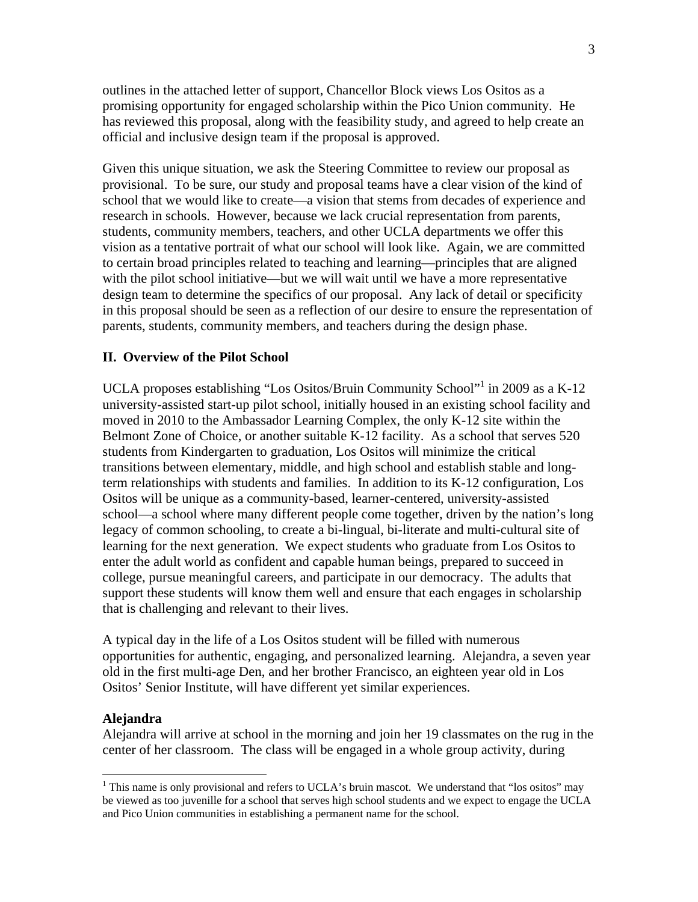outlines in the attached letter of support, Chancellor Block views Los Ositos as a promising opportunity for engaged scholarship within the Pico Union community. He has reviewed this proposal, along with the feasibility study, and agreed to help create an official and inclusive design team if the proposal is approved.

Given this unique situation, we ask the Steering Committee to review our proposal as provisional. To be sure, our study and proposal teams have a clear vision of the kind of school that we would like to create—a vision that stems from decades of experience and research in schools. However, because we lack crucial representation from parents, students, community members, teachers, and other UCLA departments we offer this vision as a tentative portrait of what our school will look like. Again, we are committed to certain broad principles related to teaching and learning—principles that are aligned with the pilot school initiative—but we will wait until we have a more representative design team to determine the specifics of our proposal. Any lack of detail or specificity in this proposal should be seen as a reflection of our desire to ensure the representation of parents, students, community members, and teachers during the design phase.

## II. Overview of the Pilot School

UCLA proposes establishing "Los Ositos/Bruin Community School"[1] in 2009 as a K-12 university-assisted start-up pilot school, initially housed in an existing school facility and moved in 2010 to the Ambassador Learning Complex, the only K-12 site within the Belmont Zone of Choice, or another suitable K-12 facility. As a school that serves 520 students from Kindergarten to graduation, Los Ositos will minimize the critical transitions between elementary, middle, and high school and establish stable and long-term relationships with students and families. In addition to its K-12 configuration, Los Ositos will be unique as a community-based, learner-centered, university-assisted school—a school where many different people come together, driven by the nation's long legacy of common schooling, to create a bi-lingual, bi-literate and multi-cultural site of learning for the next generation. We expect students who graduate from Los Ositos to enter the adult world as confident and capable human beings, prepared to succeed in college, pursue meaningful careers, and participate in our democracy. The adults that support these students will know them well and ensure that each engages in scholarship that is challenging and relevant to their lives.

A typical day in the life of a Los Ositos student will be filled with numerous opportunities for authentic, engaging, and personalized learning. Alejandra, a seven year old in the first multi-age Den, and her brother Francisco, an eighteen year old in Los Ositos' Senior Institute, will have different yet similar experiences.

### Alejandra

Alejandra will arrive at school in the morning and join her 19 classmates on the rug in the center of her classroom. The class will be engaged in a whole group activity, during

[1] This name is only provisional and refers to UCLA's bruin mascot. We understand that "los ositos" may be viewed as too juvenille for a school that serves high school students and we expect to engage the UCLA and Pico Union communities in establishing a permanent name for the school.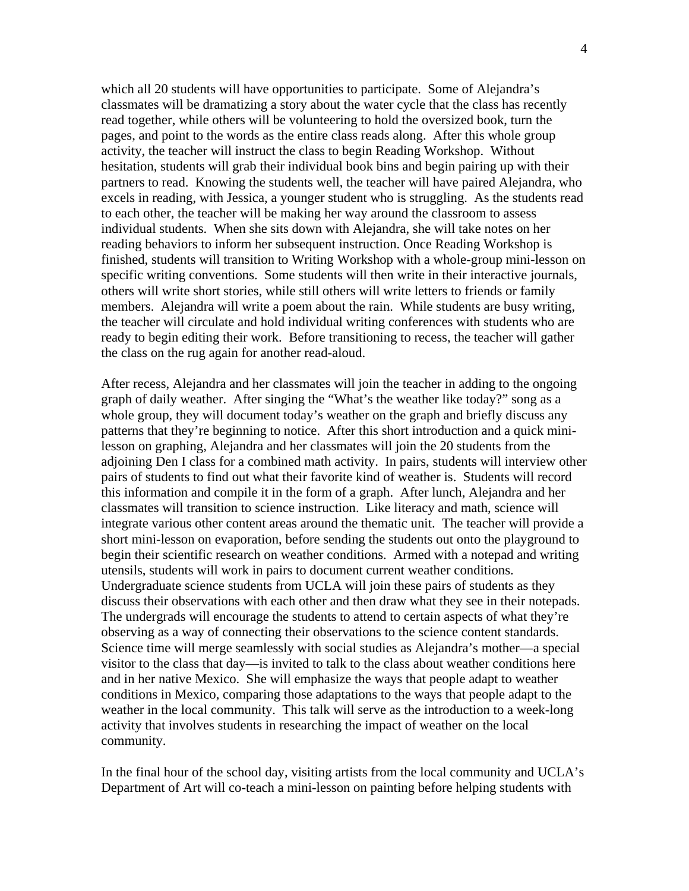which all 20 students will have opportunities to participate. Some of Alejandra's classmates will be dramatizing a story about the water cycle that the class has recently read together, while others will be volunteering to hold the oversized book, turn the pages, and point to the words as the entire class reads along. After this whole group activity, the teacher will instruct the class to begin Reading Workshop. Without hesitation, students will grab their individual book bins and begin pairing up with their partners to read. Knowing the students well, the teacher will have paired Alejandra, who excels in reading, with Jessica, a younger student who is struggling. As the students read to each other, the teacher will be making her way around the classroom to assess individual students. When she sits down with Alejandra, she will take notes on her reading behaviors to inform her subsequent instruction. Once Reading Workshop is finished, students will transition to Writing Workshop with a whole-group mini-lesson on specific writing conventions. Some students will then write in their interactive journals, others will write short stories, while still others will write letters to friends or family members. Alejandra will write a poem about the rain. While students are busy writing, the teacher will circulate and hold individual writing conferences with students who are ready to begin editing their work. Before transitioning to recess, the teacher will gather the class on the rug again for another read-aloud.

After recess, Alejandra and her classmates will join the teacher in adding to the ongoing graph of daily weather. After singing the "What's the weather like today?" song as a whole group, they will document today's weather on the graph and briefly discuss any patterns that they're beginning to notice. After this short introduction and a quick mini-lesson on graphing, Alejandra and her classmates will join the 20 students from the adjoining Den I class for a combined math activity. In pairs, students will interview other pairs of students to find out what their favorite kind of weather is. Students will record this information and compile it in the form of a graph. After lunch, Alejandra and her classmates will transition to science instruction. Like literacy and math, science will integrate various other content areas around the thematic unit. The teacher will provide a short mini-lesson on evaporation, before sending the students out onto the playground to begin their scientific research on weather conditions. Armed with a notepad and writing utensils, students will work in pairs to document current weather conditions. Undergraduate science students from UCLA will join these pairs of students as they discuss their observations with each other and then draw what they see in their notepads. The undergrads will encourage the students to attend to certain aspects of what they're observing as a way of connecting their observations to the science content standards. Science time will merge seamlessly with social studies as Alejandra's mother—a special visitor to the class that day—is invited to talk to the class about weather conditions here and in her native Mexico. She will emphasize the ways that people adapt to weather conditions in Mexico, comparing those adaptations to the ways that people adapt to the weather in the local community. This talk will serve as the introduction to a week-long activity that involves students in researching the impact of weather on the local community.

In the final hour of the school day, visiting artists from the local community and UCLA's Department of Art will co-teach a mini-lesson on painting before helping students with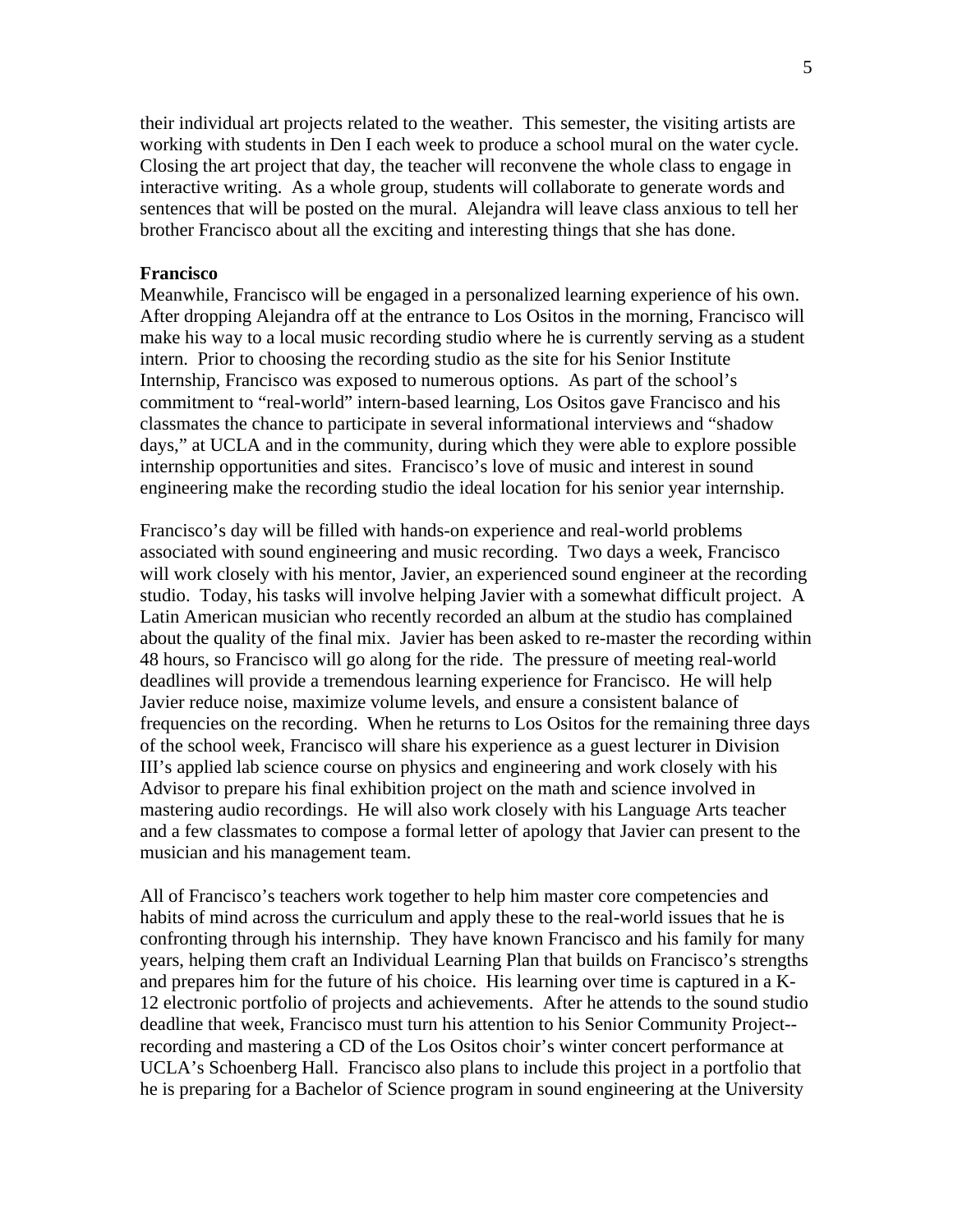their individual art projects related to the weather. This semester, the visiting artists are working with students in Den I each week to produce a school mural on the water cycle. Closing the art project that day, the teacher will reconvene the whole class to engage in interactive writing. As a whole group, students will collaborate to generate words and sentences that will be posted on the mural. Alejandra will leave class anxious to tell her brother Francisco about all the exciting and interesting things that she has done.

**Francisco**

Meanwhile, Francisco will be engaged in a personalized learning experience of his own. After dropping Alejandra off at the entrance to Los Ositos in the morning, Francisco will make his way to a local music recording studio where he is currently serving as a student intern. Prior to choosing the recording studio as the site for his Senior Institute Internship, Francisco was exposed to numerous options. As part of the school's commitment to "real-world" intern-based learning, Los Ositos gave Francisco and his classmates the chance to participate in several informational interviews and "shadow days," at UCLA and in the community, during which they were able to explore possible internship opportunities and sites. Francisco's love of music and interest in sound engineering make the recording studio the ideal location for his senior year internship.

Francisco's day will be filled with hands-on experience and real-world problems associated with sound engineering and music recording. Two days a week, Francisco will work closely with his mentor, Javier, an experienced sound engineer at the recording studio. Today, his tasks will involve helping Javier with a somewhat difficult project. A Latin American musician who recently recorded an album at the studio has complained about the quality of the final mix. Javier has been asked to re-master the recording within 48 hours, so Francisco will go along for the ride. The pressure of meeting real-world deadlines will provide a tremendous learning experience for Francisco. He will help Javier reduce noise, maximize volume levels, and ensure a consistent balance of frequencies on the recording. When he returns to Los Ositos for the remaining three days of the school week, Francisco will share his experience as a guest lecturer in Division III's applied lab science course on physics and engineering and work closely with his Advisor to prepare his final exhibition project on the math and science involved in mastering audio recordings. He will also work closely with his Language Arts teacher and a few classmates to compose a formal letter of apology that Javier can present to the musician and his management team.

All of Francisco's teachers work together to help him master core competencies and habits of mind across the curriculum and apply these to the real-world issues that he is confronting through his internship. They have known Francisco and his family for many years, helping them craft an Individual Learning Plan that builds on Francisco's strengths and prepares him for the future of his choice. His learning over time is captured in a K-12 electronic portfolio of projects and achievements. After he attends to the sound studio deadline that week, Francisco must turn his attention to his Senior Community Project--recording and mastering a CD of the Los Ositos choir's winter concert performance at UCLA's Schoenberg Hall. Francisco also plans to include this project in a portfolio that he is preparing for a Bachelor of Science program in sound engineering at the University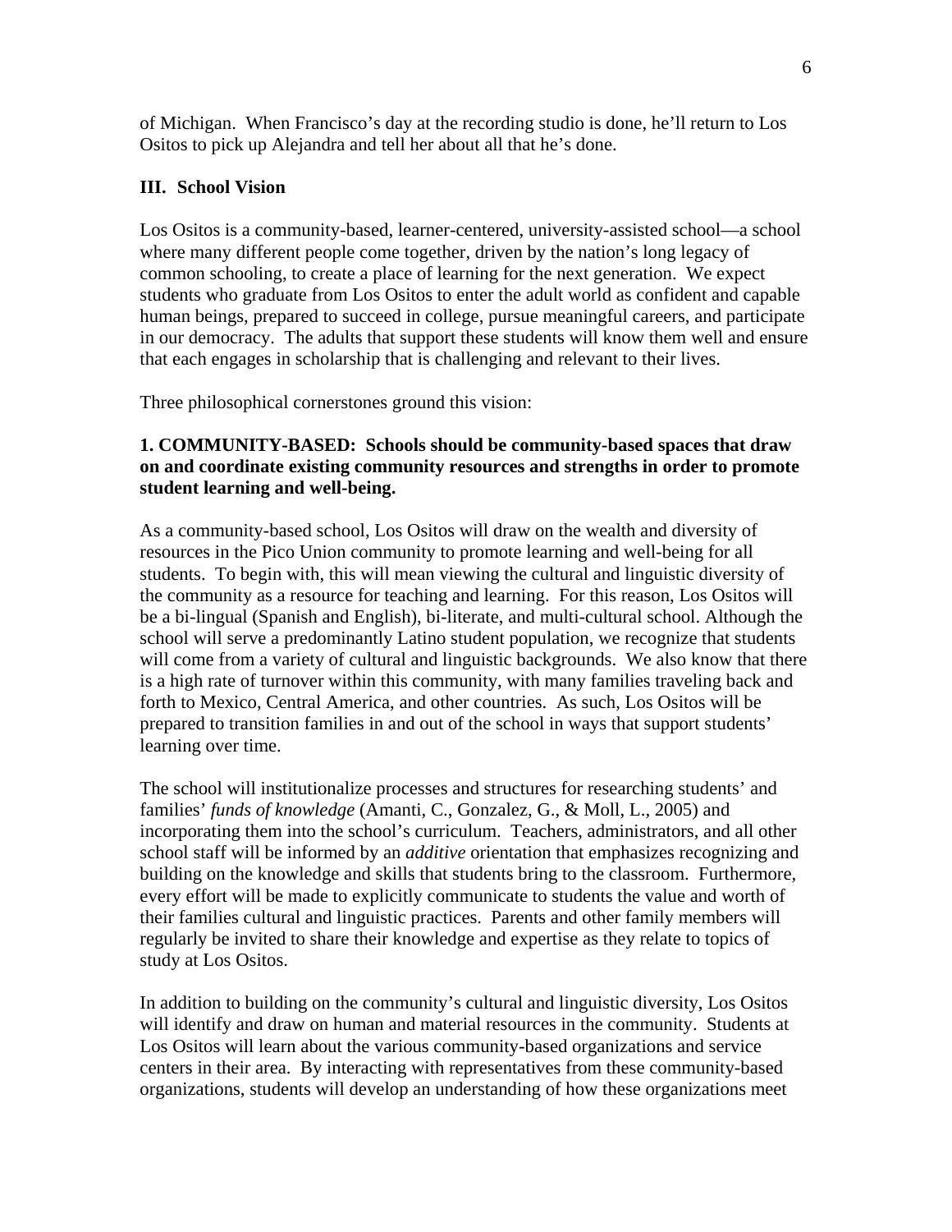of Michigan. When Francisco's day at the recording studio is done, he'll return to Los Ositos to pick up Alejandra and tell her about all that he's done.

## III. School Vision

Los Ositos is a community-based, learner-centered, university-assisted school—a school where many different people come together, driven by the nation's long legacy of common schooling, to create a place of learning for the next generation. We expect students who graduate from Los Ositos to enter the adult world as confident and capable human beings, prepared to succeed in college, pursue meaningful careers, and participate in our democracy. The adults that support these students will know them well and ensure that each engages in scholarship that is challenging and relevant to their lives.

Three philosophical cornerstones ground this vision:

**1. COMMUNITY-BASED: Schools should be community-based spaces that draw on and coordinate existing community resources and strengths in order to promote student learning and well-being.**

As a community-based school, Los Ositos will draw on the wealth and diversity of resources in the Pico Union community to promote learning and well-being for all students. To begin with, this will mean viewing the cultural and linguistic diversity of the community as a resource for teaching and learning. For this reason, Los Ositos will be a bi-lingual (Spanish and English), bi-literate, and multi-cultural school. Although the school will serve a predominantly Latino student population, we recognize that students will come from a variety of cultural and linguistic backgrounds. We also know that there is a high rate of turnover within this community, with many families traveling back and forth to Mexico, Central America, and other countries. As such, Los Ositos will be prepared to transition families in and out of the school in ways that support students' learning over time.

The school will institutionalize processes and structures for researching students' and families' *funds of knowledge* (Amanti, C., Gonzalez, G., & Moll, L., 2005) and incorporating them into the school's curriculum. Teachers, administrators, and all other school staff will be informed by an *additive* orientation that emphasizes recognizing and building on the knowledge and skills that students bring to the classroom. Furthermore, every effort will be made to explicitly communicate to students the value and worth of their families cultural and linguistic practices. Parents and other family members will regularly be invited to share their knowledge and expertise as they relate to topics of study at Los Ositos.

In addition to building on the community's cultural and linguistic diversity, Los Ositos will identify and draw on human and material resources in the community. Students at Los Ositos will learn about the various community-based organizations and service centers in their area. By interacting with representatives from these community-based organizations, students will develop an understanding of how these organizations meet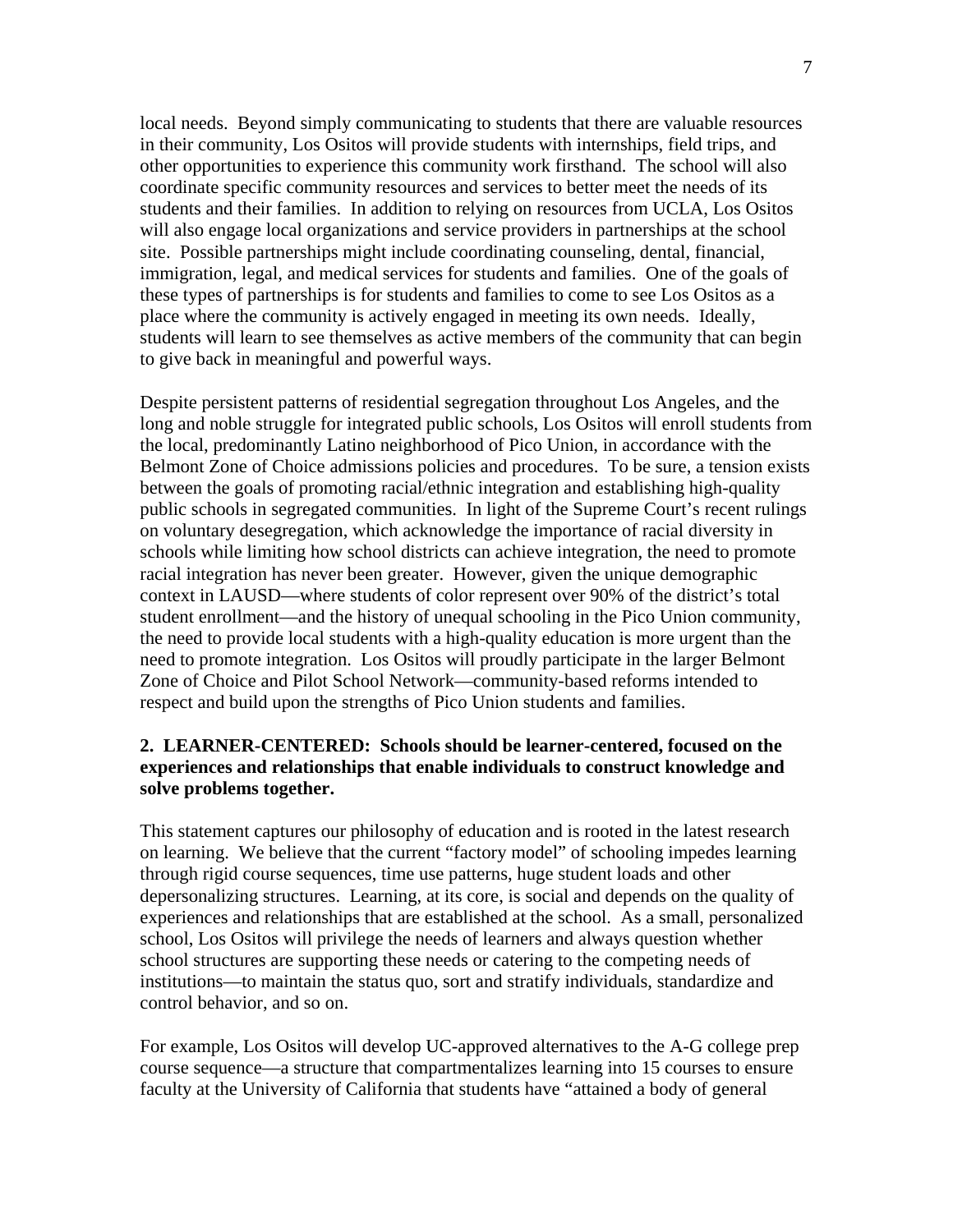local needs. Beyond simply communicating to students that there are valuable resources in their community, Los Ositos will provide students with internships, field trips, and other opportunities to experience this community work firsthand. The school will also coordinate specific community resources and services to better meet the needs of its students and their families. In addition to relying on resources from UCLA, Los Ositos will also engage local organizations and service providers in partnerships at the school site. Possible partnerships might include coordinating counseling, dental, financial, immigration, legal, and medical services for students and families. One of the goals of these types of partnerships is for students and families to come to see Los Ositos as a place where the community is actively engaged in meeting its own needs. Ideally, students will learn to see themselves as active members of the community that can begin to give back in meaningful and powerful ways.

Despite persistent patterns of residential segregation throughout Los Angeles, and the long and noble struggle for integrated public schools, Los Ositos will enroll students from the local, predominantly Latino neighborhood of Pico Union, in accordance with the Belmont Zone of Choice admissions policies and procedures. To be sure, a tension exists between the goals of promoting racial/ethnic integration and establishing high-quality public schools in segregated communities. In light of the Supreme Court's recent rulings on voluntary desegregation, which acknowledge the importance of racial diversity in schools while limiting how school districts can achieve integration, the need to promote racial integration has never been greater. However, given the unique demographic context in LAUSD—where students of color represent over 90% of the district's total student enrollment—and the history of unequal schooling in the Pico Union community, the need to provide local students with a high-quality education is more urgent than the need to promote integration. Los Ositos will proudly participate in the larger Belmont Zone of Choice and Pilot School Network—community-based reforms intended to respect and build upon the strengths of Pico Union students and families.

### 2. LEARNER-CENTERED: Schools should be learner-centered, focused on the experiences and relationships that enable individuals to construct knowledge and solve problems together.

This statement captures our philosophy of education and is rooted in the latest research on learning. We believe that the current "factory model" of schooling impedes learning through rigid course sequences, time use patterns, huge student loads and other depersonalizing structures. Learning, at its core, is social and depends on the quality of experiences and relationships that are established at the school. As a small, personalized school, Los Ositos will privilege the needs of learners and always question whether school structures are supporting these needs or catering to the competing needs of institutions—to maintain the status quo, sort and stratify individuals, standardize and control behavior, and so on.

For example, Los Ositos will develop UC-approved alternatives to the A-G college prep course sequence—a structure that compartmentalizes learning into 15 courses to ensure faculty at the University of California that students have "attained a body of general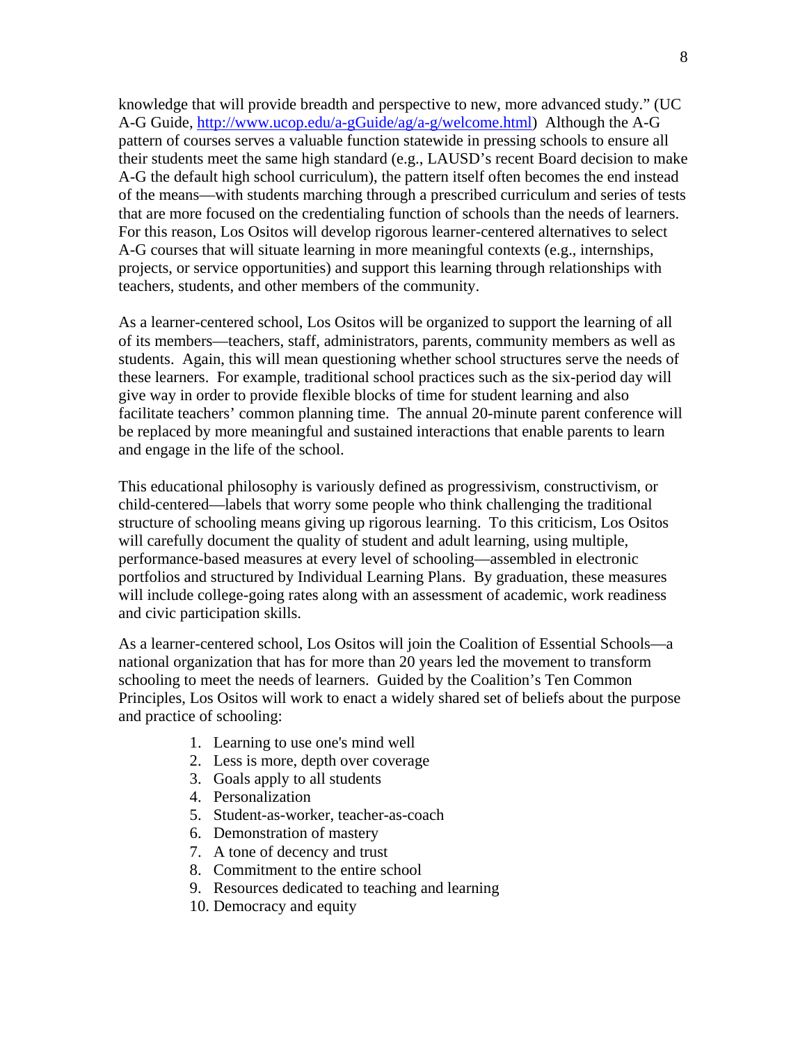knowledge that will provide breadth and perspective to new, more advanced study." (UC A-G Guide, http://www.ucop.edu/a-gGuide/ag/a-g/welcome.html) Although the A-G pattern of courses serves a valuable function statewide in pressing schools to ensure all their students meet the same high standard (e.g., LAUSD's recent Board decision to make A-G the default high school curriculum), the pattern itself often becomes the end instead of the means—with students marching through a prescribed curriculum and series of tests that are more focused on the credentialing function of schools than the needs of learners. For this reason, Los Ositos will develop rigorous learner-centered alternatives to select A-G courses that will situate learning in more meaningful contexts (e.g., internships, projects, or service opportunities) and support this learning through relationships with teachers, students, and other members of the community.

As a learner-centered school, Los Ositos will be organized to support the learning of all of its members—teachers, staff, administrators, parents, community members as well as students. Again, this will mean questioning whether school structures serve the needs of these learners. For example, traditional school practices such as the six-period day will give way in order to provide flexible blocks of time for student learning and also facilitate teachers' common planning time. The annual 20-minute parent conference will be replaced by more meaningful and sustained interactions that enable parents to learn and engage in the life of the school.

This educational philosophy is variously defined as progressivism, constructivism, or child-centered—labels that worry some people who think challenging the traditional structure of schooling means giving up rigorous learning. To this criticism, Los Ositos will carefully document the quality of student and adult learning, using multiple, performance-based measures at every level of schooling—assembled in electronic portfolios and structured by Individual Learning Plans. By graduation, these measures will include college-going rates along with an assessment of academic, work readiness and civic participation skills.

As a learner-centered school, Los Ositos will join the Coalition of Essential Schools—a national organization that has for more than 20 years led the movement to transform schooling to meet the needs of learners. Guided by the Coalition's Ten Common Principles, Los Ositos will work to enact a widely shared set of beliefs about the purpose and practice of schooling:

1. Learning to use one's mind well
2. Less is more, depth over coverage
3. Goals apply to all students
4. Personalization
5. Student-as-worker, teacher-as-coach
6. Demonstration of mastery
7. A tone of decency and trust
8. Commitment to the entire school
9. Resources dedicated to teaching and learning
10. Democracy and equity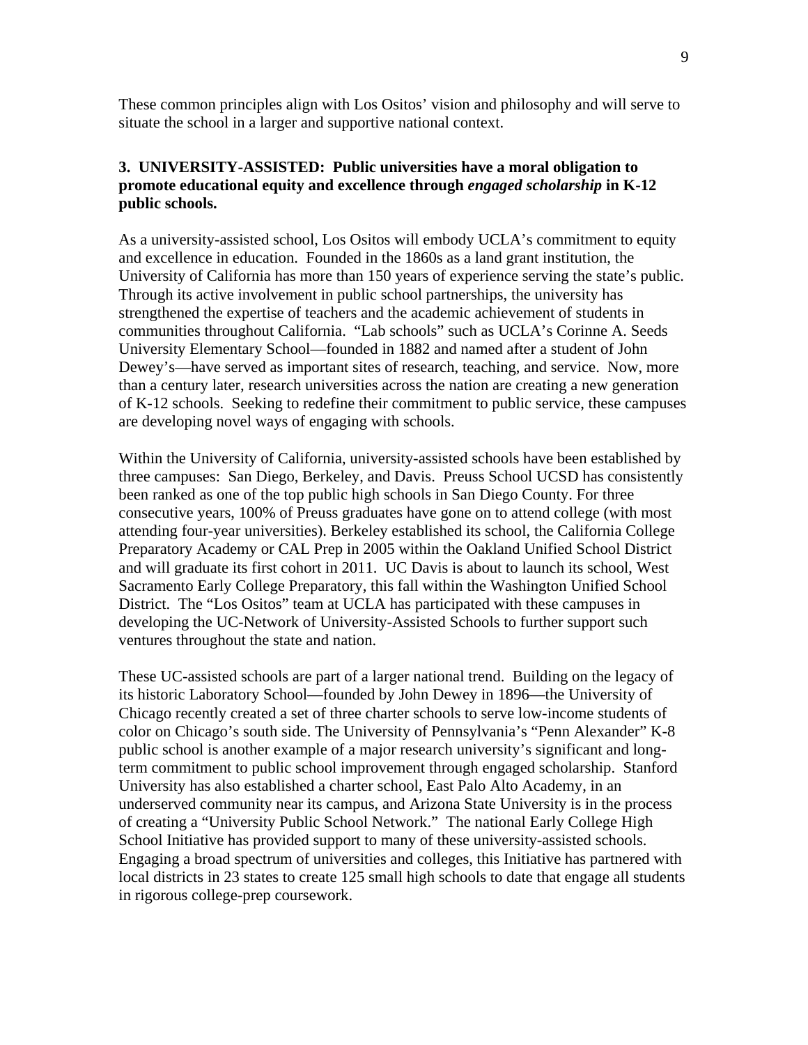These common principles align with Los Ositos' vision and philosophy and will serve to situate the school in a larger and supportive national context.

### 3. UNIVERSITY-ASSISTED: Public universities have a moral obligation to promote educational equity and excellence through *engaged scholarship* in K-12 public schools.

As a university-assisted school, Los Ositos will embody UCLA's commitment to equity and excellence in education. Founded in the 1860s as a land grant institution, the University of California has more than 150 years of experience serving the state's public. Through its active involvement in public school partnerships, the university has strengthened the expertise of teachers and the academic achievement of students in communities throughout California. "Lab schools" such as UCLA's Corinne A. Seeds University Elementary School—founded in 1882 and named after a student of John Dewey's—have served as important sites of research, teaching, and service. Now, more than a century later, research universities across the nation are creating a new generation of K-12 schools. Seeking to redefine their commitment to public service, these campuses are developing novel ways of engaging with schools.

Within the University of California, university-assisted schools have been established by three campuses: San Diego, Berkeley, and Davis. Preuss School UCSD has consistently been ranked as one of the top public high schools in San Diego County. For three consecutive years, 100% of Preuss graduates have gone on to attend college (with most attending four-year universities). Berkeley established its school, the California College Preparatory Academy or CAL Prep in 2005 within the Oakland Unified School District and will graduate its first cohort in 2011. UC Davis is about to launch its school, West Sacramento Early College Preparatory, this fall within the Washington Unified School District. The "Los Ositos" team at UCLA has participated with these campuses in developing the UC-Network of University-Assisted Schools to further support such ventures throughout the state and nation.

These UC-assisted schools are part of a larger national trend. Building on the legacy of its historic Laboratory School—founded by John Dewey in 1896—the University of Chicago recently created a set of three charter schools to serve low-income students of color on Chicago's south side. The University of Pennsylvania's "Penn Alexander" K-8 public school is another example of a major research university's significant and long-term commitment to public school improvement through engaged scholarship. Stanford University has also established a charter school, East Palo Alto Academy, in an underserved community near its campus, and Arizona State University is in the process of creating a "University Public School Network." The national Early College High School Initiative has provided support to many of these university-assisted schools. Engaging a broad spectrum of universities and colleges, this Initiative has partnered with local districts in 23 states to create 125 small high schools to date that engage all students in rigorous college-prep coursework.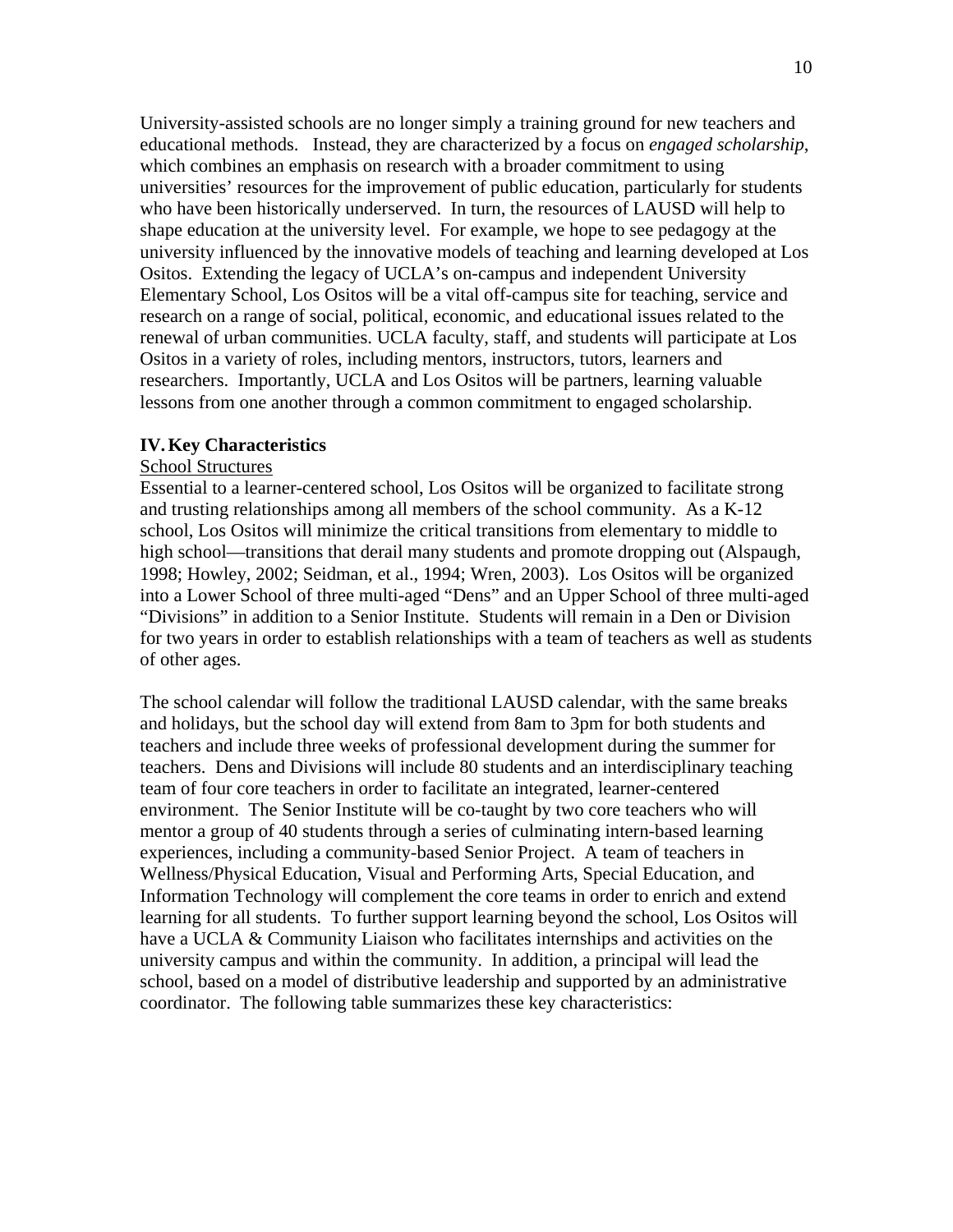University-assisted schools are no longer simply a training ground for new teachers and educational methods. Instead, they are characterized by a focus on *engaged scholarship*, which combines an emphasis on research with a broader commitment to using universities' resources for the improvement of public education, particularly for students who have been historically underserved. In turn, the resources of LAUSD will help to shape education at the university level. For example, we hope to see pedagogy at the university influenced by the innovative models of teaching and learning developed at Los Ositos. Extending the legacy of UCLA's on-campus and independent University Elementary School, Los Ositos will be a vital off-campus site for teaching, service and research on a range of social, political, economic, and educational issues related to the renewal of urban communities. UCLA faculty, staff, and students will participate at Los Ositos in a variety of roles, including mentors, instructors, tutors, learners and researchers. Importantly, UCLA and Los Ositos will be partners, learning valuable lessons from one another through a common commitment to engaged scholarship.

## IV. Key Characteristics

### School Structures

Essential to a learner-centered school, Los Ositos will be organized to facilitate strong and trusting relationships among all members of the school community. As a K-12 school, Los Ositos will minimize the critical transitions from elementary to middle to high school—transitions that derail many students and promote dropping out (Alspaugh, 1998; Howley, 2002; Seidman, et al., 1994; Wren, 2003). Los Ositos will be organized into a Lower School of three multi-aged "Dens" and an Upper School of three multi-aged "Divisions" in addition to a Senior Institute. Students will remain in a Den or Division for two years in order to establish relationships with a team of teachers as well as students of other ages.

The school calendar will follow the traditional LAUSD calendar, with the same breaks and holidays, but the school day will extend from 8am to 3pm for both students and teachers and include three weeks of professional development during the summer for teachers. Dens and Divisions will include 80 students and an interdisciplinary teaching team of four core teachers in order to facilitate an integrated, learner-centered environment. The Senior Institute will be co-taught by two core teachers who will mentor a group of 40 students through a series of culminating intern-based learning experiences, including a community-based Senior Project. A team of teachers in Wellness/Physical Education, Visual and Performing Arts, Special Education, and Information Technology will complement the core teams in order to enrich and extend learning for all students. To further support learning beyond the school, Los Ositos will have a UCLA & Community Liaison who facilitates internships and activities on the university campus and within the community. In addition, a principal will lead the school, based on a model of distributive leadership and supported by an administrative coordinator. The following table summarizes these key characteristics: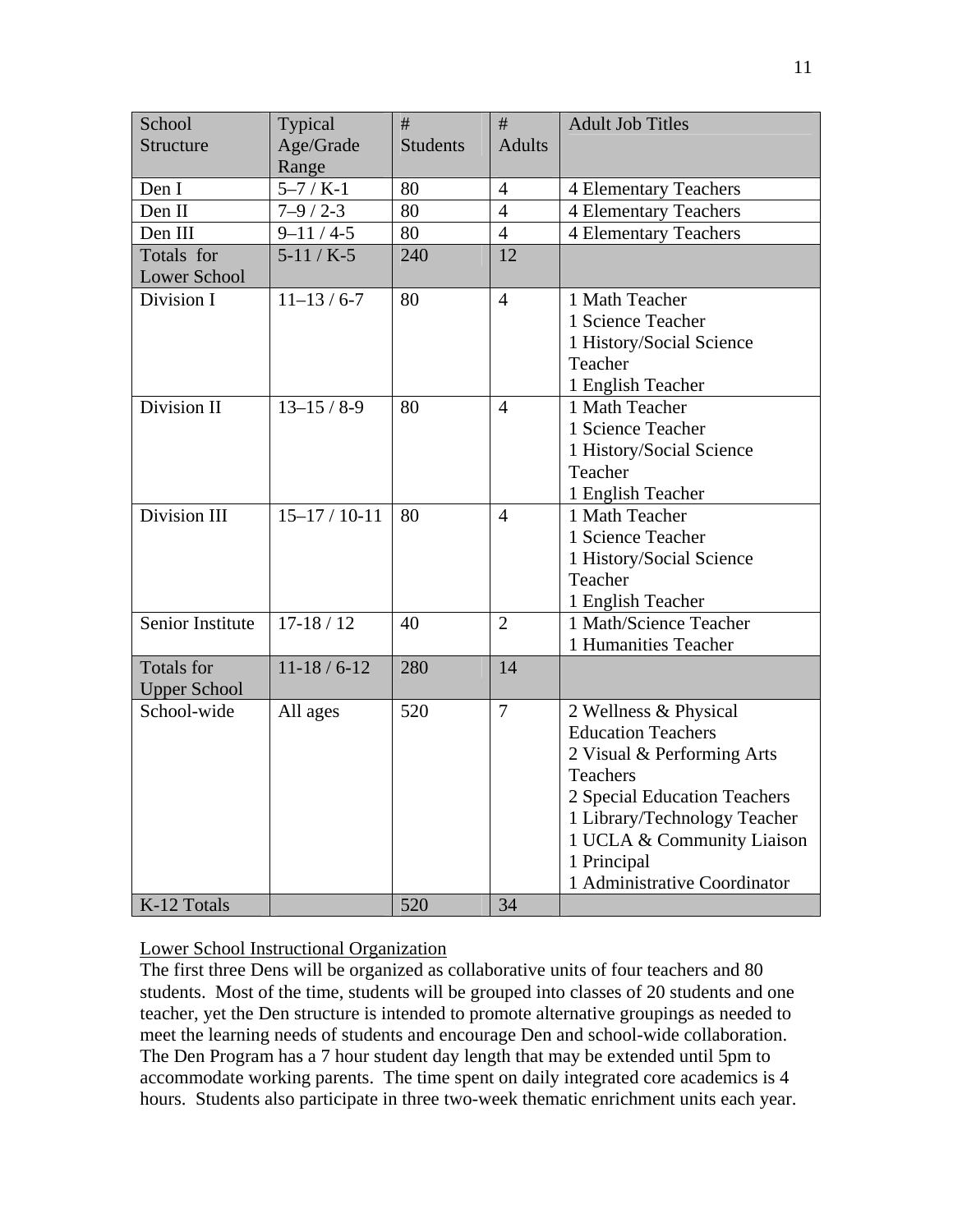| School Structure | Typical Age/Grade Range | # Students | # Adults | Adult Job Titles |
|---|---|---|---|---|
| Den I | 5–7 / K-1 | 80 | 4 | 4 Elementary Teachers |
| Den II | 7–9 / 2-3 | 80 | 4 | 4 Elementary Teachers |
| Den III | 9–11 / 4-5 | 80 | 4 | 4 Elementary Teachers |
| Totals for Lower School | 5-11 / K-5 | 240 | 12 | |
| Division I | 11–13 / 6-7 | 80 | 4 | 1 Math Teacher<br>1 Science Teacher<br>1 History/Social Science Teacher<br>1 English Teacher |
| Division II | 13–15 / 8-9 | 80 | 4 | 1 Math Teacher<br>1 Science Teacher<br>1 History/Social Science Teacher<br>1 English Teacher |
| Division III | 15–17 / 10-11 | 80 | 4 | 1 Math Teacher<br>1 Science Teacher<br>1 History/Social Science Teacher<br>1 English Teacher |
| Senior Institute | 17-18 / 12 | 40 | 2 | 1 Math/Science Teacher<br>1 Humanities Teacher |
| Totals for Upper School | 11-18 / 6-12 | 280 | 14 | |
| School-wide | All ages | 520 | 7 | 2 Wellness & Physical Education Teachers<br>2 Visual & Performing Arts Teachers<br>2 Special Education Teachers<br>1 Library/Technology Teacher<br>1 UCLA & Community Liaison<br>1 Principal<br>1 Administrative Coordinator |
| K-12 Totals | | 520 | 34 | |

<u>Lower School Instructional Organization</u>

The first three Dens will be organized as collaborative units of four teachers and 80 students. Most of the time, students will be grouped into classes of 20 students and one teacher, yet the Den structure is intended to promote alternative groupings as needed to meet the learning needs of students and encourage Den and school-wide collaboration. The Den Program has a 7 hour student day length that may be extended until 5pm to accommodate working parents. The time spent on daily integrated core academics is 4 hours. Students also participate in three two-week thematic enrichment units each year.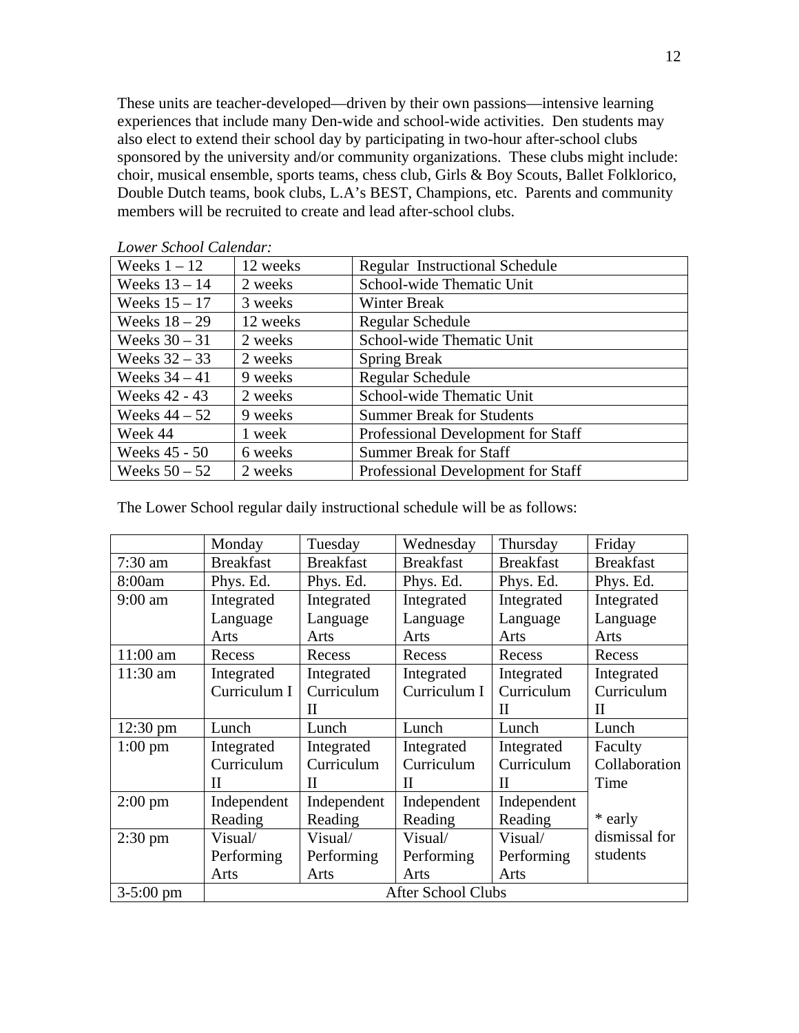These units are teacher-developed—driven by their own passions—intensive learning experiences that include many Den-wide and school-wide activities. Den students may also elect to extend their school day by participating in two-hour after-school clubs sponsored by the university and/or community organizations. These clubs might include: choir, musical ensemble, sports teams, chess club, Girls & Boy Scouts, Ballet Folklorico, Double Dutch teams, book clubs, L.A's BEST, Champions, etc. Parents and community members will be recruited to create and lead after-school clubs.

*Lower School Calendar:*

| Weeks 1 – 12 | 12 weeks | Regular Instructional Schedule |
|---|---|---|
| Weeks 13 – 14 | 2 weeks | School-wide Thematic Unit |
| Weeks 15 – 17 | 3 weeks | Winter Break |
| Weeks 18 – 29 | 12 weeks | Regular Schedule |
| Weeks 30 – 31 | 2 weeks | School-wide Thematic Unit |
| Weeks 32 – 33 | 2 weeks | Spring Break |
| Weeks 34 – 41 | 9 weeks | Regular Schedule |
| Weeks 42 - 43 | 2 weeks | School-wide Thematic Unit |
| Weeks 44 – 52 | 9 weeks | Summer Break for Students |
| Week 44 | 1 week | Professional Development for Staff |
| Weeks 45 - 50 | 6 weeks | Summer Break for Staff |
| Weeks 50 – 52 | 2 weeks | Professional Development for Staff |

The Lower School regular daily instructional schedule will be as follows:

| | Monday | Tuesday | Wednesday | Thursday | Friday |
|---|---|---|---|---|---|
| 7:30 am | Breakfast | Breakfast | Breakfast | Breakfast | Breakfast |
| 8:00am | Phys. Ed. | Phys. Ed. | Phys. Ed. | Phys. Ed. | Phys. Ed. |
| 9:00 am | Integrated Language Arts | Integrated Language Arts | Integrated Language Arts | Integrated Language Arts | Integrated Language Arts |
| 11:00 am | Recess | Recess | Recess | Recess | Recess |
| 11:30 am | Integrated Curriculum I | Integrated Curriculum II | Integrated Curriculum I | Integrated Curriculum II | Integrated Curriculum II |
| 12:30 pm | Lunch | Lunch | Lunch | Lunch | Lunch |
| 1:00 pm | Integrated Curriculum II | Integrated Curriculum II | Integrated Curriculum II | Integrated Curriculum II | Faculty Collaboration Time<br><br>* early dismissal for students |
| 2:00 pm | Independent Reading | Independent Reading | Independent Reading | Independent Reading | |
| 2:30 pm | Visual/ Performing Arts | Visual/ Performing Arts | Visual/ Performing Arts | Visual/ Performing Arts | |
| 3-5:00 pm | After School Clubs | | | | |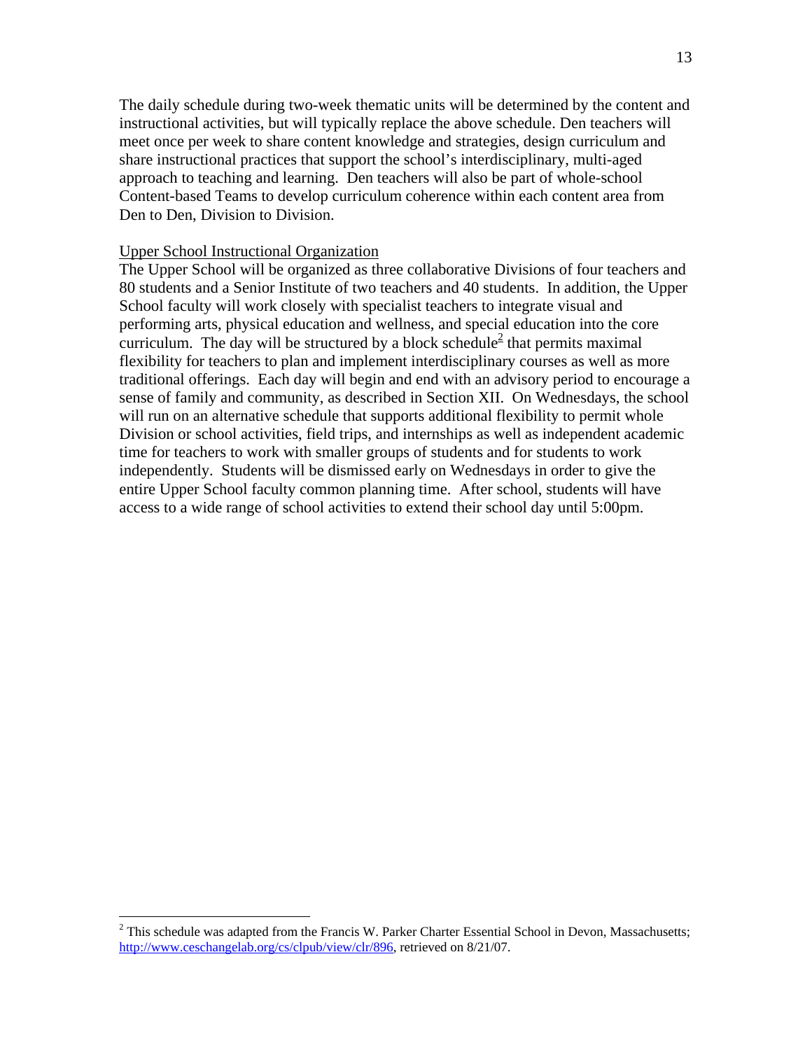The daily schedule during two-week thematic units will be determined by the content and instructional activities, but will typically replace the above schedule. Den teachers will meet once per week to share content knowledge and strategies, design curriculum and share instructional practices that support the school's interdisciplinary, multi-aged approach to teaching and learning. Den teachers will also be part of whole-school Content-based Teams to develop curriculum coherence within each content area from Den to Den, Division to Division.

Upper School Instructional Organization

The Upper School will be organized as three collaborative Divisions of four teachers and 80 students and a Senior Institute of two teachers and 40 students. In addition, the Upper School faculty will work closely with specialist teachers to integrate visual and performing arts, physical education and wellness, and special education into the core curriculum. The day will be structured by a block schedule[2] that permits maximal flexibility for teachers to plan and implement interdisciplinary courses as well as more traditional offerings. Each day will begin and end with an advisory period to encourage a sense of family and community, as described in Section XII. On Wednesdays, the school will run on an alternative schedule that supports additional flexibility to permit whole Division or school activities, field trips, and internships as well as independent academic time for teachers to work with smaller groups of students and for students to work independently. Students will be dismissed early on Wednesdays in order to give the entire Upper School faculty common planning time. After school, students will have access to a wide range of school activities to extend their school day until 5:00pm.

---

[2] This schedule was adapted from the Francis W. Parker Charter Essential School in Devon, Massachusetts; http://www.ceschangelab.org/cs/clpub/view/clr/896, retrieved on 8/21/07.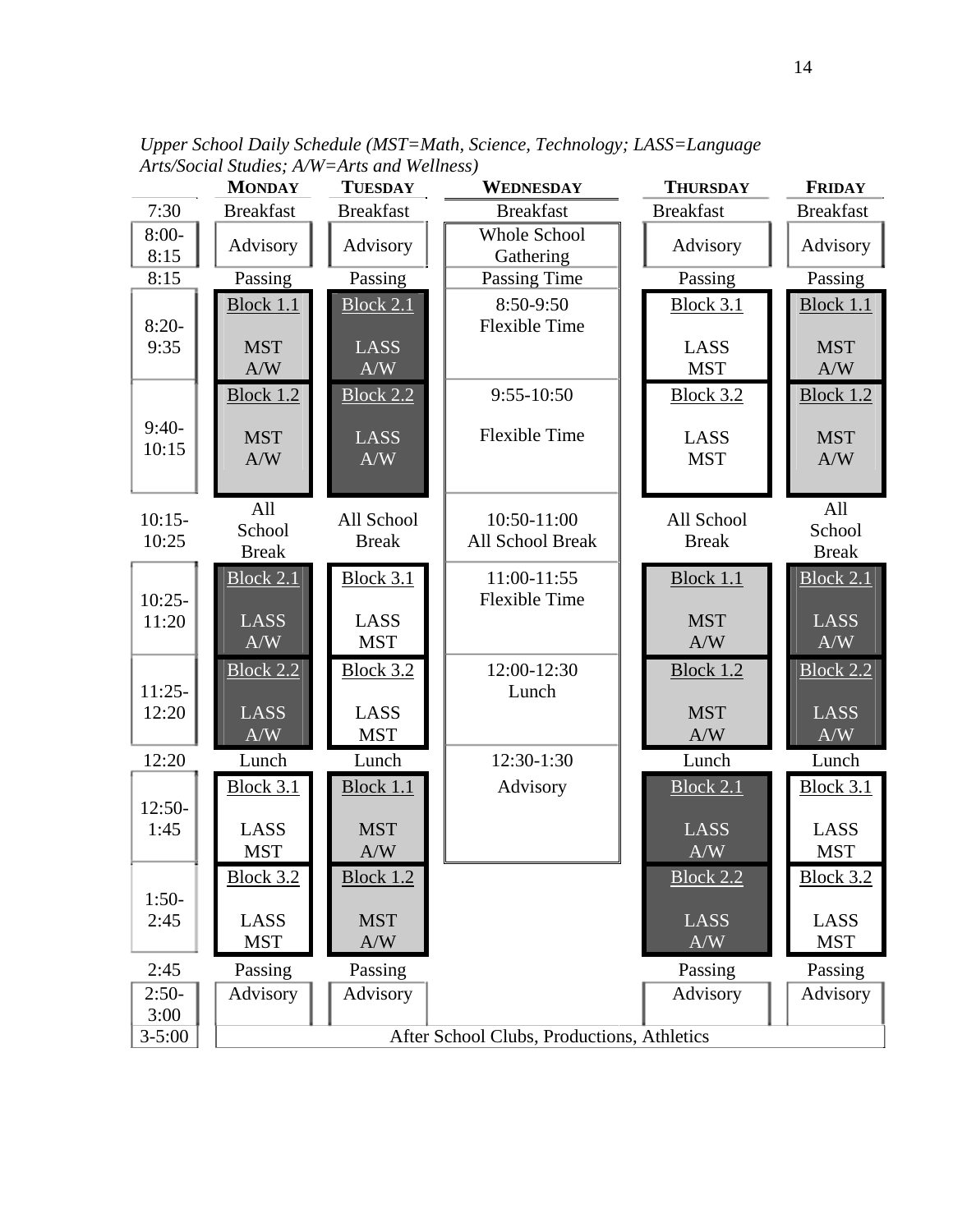*Upper School Daily Schedule (MST=Math, Science, Technology; LASS=Language Arts/Social Studies; A/W=Arts and Wellness)*

| | **MONDAY** | **TUESDAY** | **WEDNESDAY** | **THURSDAY** | **FRIDAY** |
|---|---|---|---|---|---|
| 7:30 | Breakfast | Breakfast | Breakfast | Breakfast | Breakfast |
| 8:00-8:15 | Advisory | Advisory | Whole School Gathering | Advisory | Advisory |
| 8:15 | Passing | Passing | Passing Time | Passing | Passing |
| 8:20-9:35 | Block 1.1 MST A/W | Block 2.1 LASS A/W | 8:50-9:50 Flexible Time | Block 3.1 LASS MST | Block 1.1 MST A/W |
| 9:40-10:15 | Block 1.2 MST A/W | Block 2.2 LASS A/W | 9:55-10:50 Flexible Time | Block 3.2 LASS MST | Block 1.2 MST A/W |
| 10:15-10:25 | All School Break | All School Break | 10:50-11:00 All School Break | All School Break | All School Break |
| 10:25-11:20 | Block 2.1 LASS A/W | Block 3.1 LASS MST | 11:00-11:55 Flexible Time | Block 1.1 MST A/W | Block 2.1 LASS A/W |
| 11:25-12:20 | Block 2.2 LASS A/W | Block 3.2 LASS MST | 12:00-12:30 Lunch | Block 1.2 MST A/W | Block 2.2 LASS A/W |
| 12:20 | Lunch | Lunch | 12:30-1:30 | Lunch | Lunch |
| 12:50-1:45 | Block 3.1 LASS MST | Block 1.1 MST A/W | Advisory | Block 2.1 LASS A/W | Block 3.1 LASS MST |
| 1:50-2:45 | Block 3.2 LASS MST | Block 1.2 MST A/W | | Block 2.2 LASS A/W | Block 3.2 LASS MST |
| 2:45 | Passing | Passing | | Passing | Passing |
| 2:50-3:00 | Advisory | Advisory | | Advisory | Advisory |
| 3-5:00 | After School Clubs, Productions, Athletics | | | | |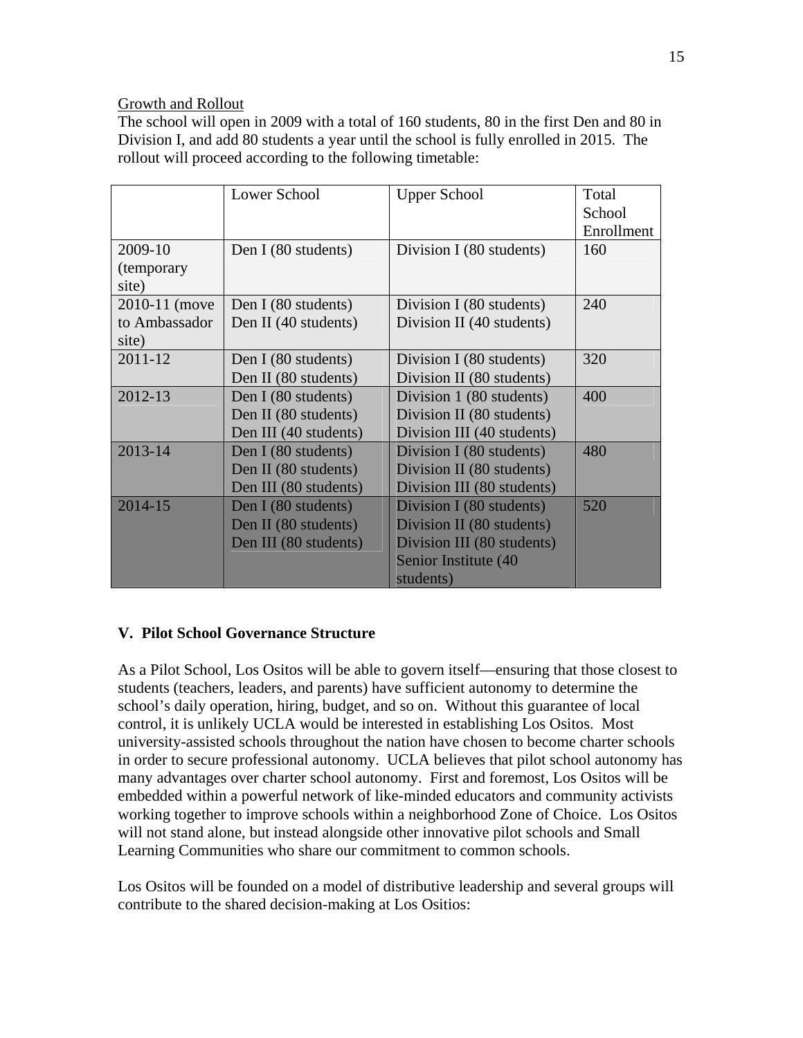Growth and Rollout

The school will open in 2009 with a total of 160 students, 80 in the first Den and 80 in Division I, and add 80 students a year until the school is fully enrolled in 2015. The rollout will proceed according to the following timetable:

| | Lower School | Upper School | Total School Enrollment |
|---|---|---|---|
| 2009-10 (temporary site) | Den I (80 students) | Division I (80 students) | 160 |
| 2010-11 (move to Ambassador site) | Den I (80 students)<br>Den II (40 students) | Division I (80 students)<br>Division II (40 students) | 240 |
| 2011-12 | Den I (80 students)<br>Den II (80 students) | Division I (80 students)<br>Division II (80 students) | 320 |
| 2012-13 | Den I (80 students)<br>Den II (80 students)<br>Den III (40 students) | Division 1 (80 students)<br>Division II (80 students)<br>Division III (40 students) | 400 |
| 2013-14 | Den I (80 students)<br>Den II (80 students)<br>Den III (80 students) | Division I (80 students)<br>Division II (80 students)<br>Division III (80 students) | 480 |
| 2014-15 | Den I (80 students)<br>Den II (80 students)<br>Den III (80 students) | Division I (80 students)<br>Division II (80 students)<br>Division III (80 students)<br>Senior Institute (40 students) | 520 |

## V. Pilot School Governance Structure

As a Pilot School, Los Ositos will be able to govern itself—ensuring that those closest to students (teachers, leaders, and parents) have sufficient autonomy to determine the school's daily operation, hiring, budget, and so on. Without this guarantee of local control, it is unlikely UCLA would be interested in establishing Los Ositos. Most university-assisted schools throughout the nation have chosen to become charter schools in order to secure professional autonomy. UCLA believes that pilot school autonomy has many advantages over charter school autonomy. First and foremost, Los Ositos will be embedded within a powerful network of like-minded educators and community activists working together to improve schools within a neighborhood Zone of Choice. Los Ositos will not stand alone, but instead alongside other innovative pilot schools and Small Learning Communities who share our commitment to common schools.

Los Ositos will be founded on a model of distributive leadership and several groups will contribute to the shared decision-making at Los Ositios: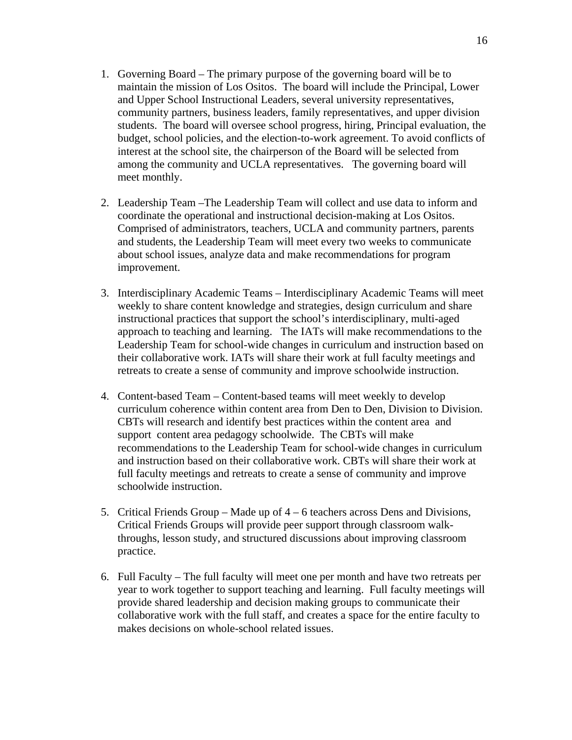1. Governing Board – The primary purpose of the governing board will be to maintain the mission of Los Ositos. The board will include the Principal, Lower and Upper School Instructional Leaders, several university representatives, community partners, business leaders, family representatives, and upper division students. The board will oversee school progress, hiring, Principal evaluation, the budget, school policies, and the election-to-work agreement. To avoid conflicts of interest at the school site, the chairperson of the Board will be selected from among the community and UCLA representatives. The governing board will meet monthly.

2. Leadership Team –The Leadership Team will collect and use data to inform and coordinate the operational and instructional decision-making at Los Ositos. Comprised of administrators, teachers, UCLA and community partners, parents and students, the Leadership Team will meet every two weeks to communicate about school issues, analyze data and make recommendations for program improvement.

3. Interdisciplinary Academic Teams – Interdisciplinary Academic Teams will meet weekly to share content knowledge and strategies, design curriculum and share instructional practices that support the school's interdisciplinary, multi-aged approach to teaching and learning. The IATs will make recommendations to the Leadership Team for school-wide changes in curriculum and instruction based on their collaborative work. IATs will share their work at full faculty meetings and retreats to create a sense of community and improve schoolwide instruction.

4. Content-based Team – Content-based teams will meet weekly to develop curriculum coherence within content area from Den to Den, Division to Division. CBTs will research and identify best practices within the content area and support content area pedagogy schoolwide. The CBTs will make recommendations to the Leadership Team for school-wide changes in curriculum and instruction based on their collaborative work. CBTs will share their work at full faculty meetings and retreats to create a sense of community and improve schoolwide instruction.

5. Critical Friends Group – Made up of 4 – 6 teachers across Dens and Divisions, Critical Friends Groups will provide peer support through classroom walk-throughs, lesson study, and structured discussions about improving classroom practice.

6. Full Faculty – The full faculty will meet one per month and have two retreats per year to work together to support teaching and learning. Full faculty meetings will provide shared leadership and decision making groups to communicate their collaborative work with the full staff, and creates a space for the entire faculty to makes decisions on whole-school related issues.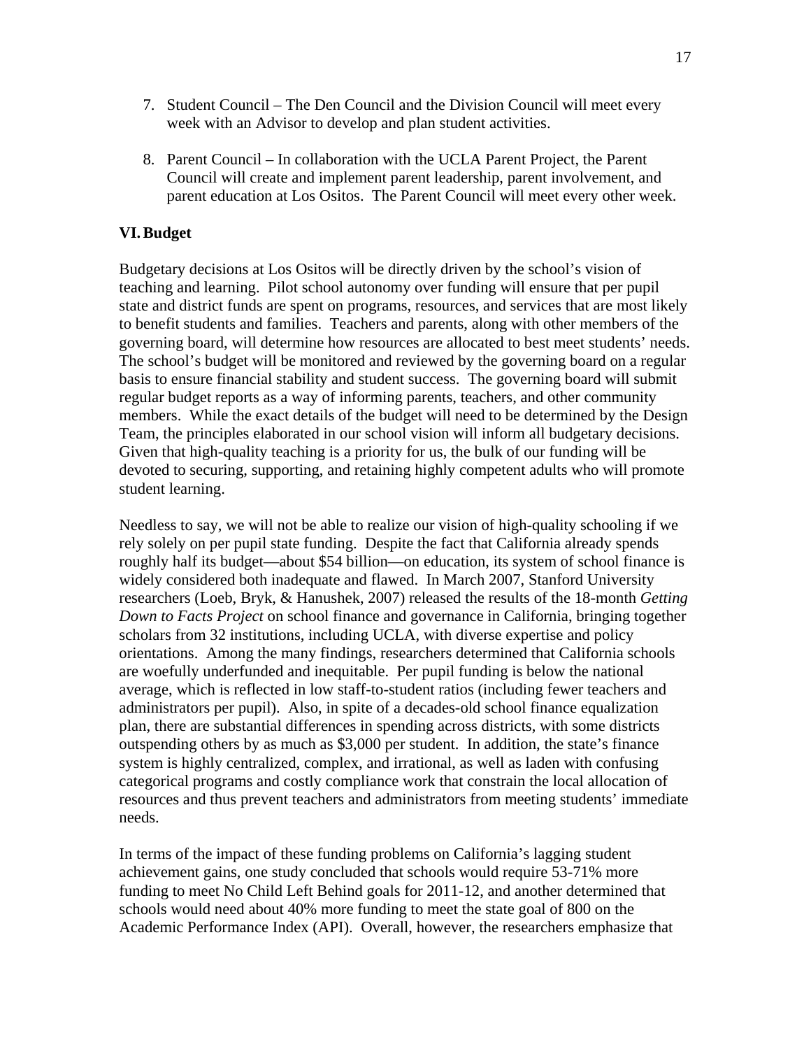7. Student Council – The Den Council and the Division Council will meet every week with an Advisor to develop and plan student activities.

8. Parent Council – In collaboration with the UCLA Parent Project, the Parent Council will create and implement parent leadership, parent involvement, and parent education at Los Ositos. The Parent Council will meet every other week.

## VI. Budget

Budgetary decisions at Los Ositos will be directly driven by the school's vision of teaching and learning. Pilot school autonomy over funding will ensure that per pupil state and district funds are spent on programs, resources, and services that are most likely to benefit students and families. Teachers and parents, along with other members of the governing board, will determine how resources are allocated to best meet students' needs. The school's budget will be monitored and reviewed by the governing board on a regular basis to ensure financial stability and student success. The governing board will submit regular budget reports as a way of informing parents, teachers, and other community members. While the exact details of the budget will need to be determined by the Design Team, the principles elaborated in our school vision will inform all budgetary decisions. Given that high-quality teaching is a priority for us, the bulk of our funding will be devoted to securing, supporting, and retaining highly competent adults who will promote student learning.

Needless to say, we will not be able to realize our vision of high-quality schooling if we rely solely on per pupil state funding. Despite the fact that California already spends roughly half its budget—about $54 billion—on education, its system of school finance is widely considered both inadequate and flawed. In March 2007, Stanford University researchers (Loeb, Bryk, & Hanushek, 2007) released the results of the 18-month *Getting Down to Facts Project* on school finance and governance in California, bringing together scholars from 32 institutions, including UCLA, with diverse expertise and policy orientations. Among the many findings, researchers determined that California schools are woefully underfunded and inequitable. Per pupil funding is below the national average, which is reflected in low staff-to-student ratios (including fewer teachers and administrators per pupil). Also, in spite of a decades-old school finance equalization plan, there are substantial differences in spending across districts, with some districts outspending others by as much as $3,000 per student. In addition, the state's finance system is highly centralized, complex, and irrational, as well as laden with confusing categorical programs and costly compliance work that constrain the local allocation of resources and thus prevent teachers and administrators from meeting students' immediate needs.

In terms of the impact of these funding problems on California's lagging student achievement gains, one study concluded that schools would require 53-71% more funding to meet No Child Left Behind goals for 2011-12, and another determined that schools would need about 40% more funding to meet the state goal of 800 on the Academic Performance Index (API). Overall, however, the researchers emphasize that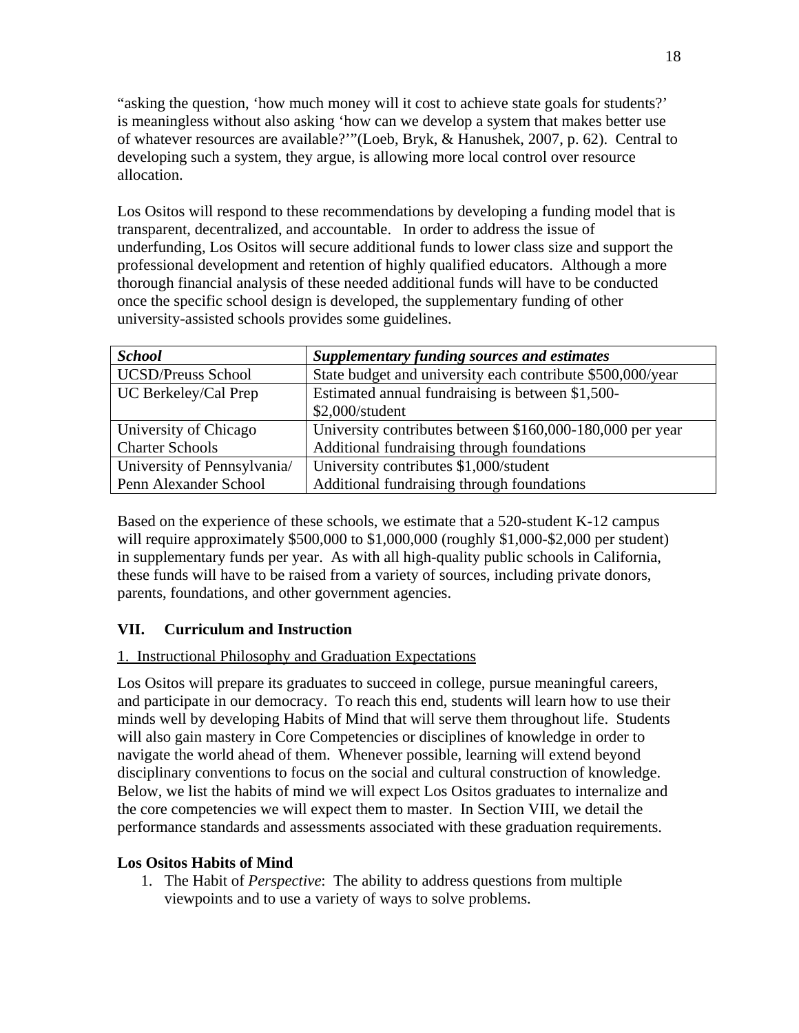"asking the question, 'how much money will it cost to achieve state goals for students?' is meaningless without also asking 'how can we develop a system that makes better use of whatever resources are available?'"(Loeb, Bryk, & Hanushek, 2007, p. 62). Central to developing such a system, they argue, is allowing more local control over resource allocation.

Los Ositos will respond to these recommendations by developing a funding model that is transparent, decentralized, and accountable. In order to address the issue of underfunding, Los Ositos will secure additional funds to lower class size and support the professional development and retention of highly qualified educators. Although a more thorough financial analysis of these needed additional funds will have to be conducted once the specific school design is developed, the supplementary funding of other university-assisted schools provides some guidelines.

| ***School*** | ***Supplementary funding sources and estimates*** |
|---|---|
| UCSD/Preuss School | State budget and university each contribute $500,000/year |
| UC Berkeley/Cal Prep | Estimated annual fundraising is between $1,500-$2,000/student |
| University of Chicago Charter Schools | University contributes between $160,000-180,000 per year<br>Additional fundraising through foundations |
| University of Pennsylvania/ Penn Alexander School | University contributes $1,000/student<br>Additional fundraising through foundations |

Based on the experience of these schools, we estimate that a 520-student K-12 campus will require approximately $500,000 to $1,000,000 (roughly $1,000-$2,000 per student) in supplementary funds per year. As with all high-quality public schools in California, these funds will have to be raised from a variety of sources, including private donors, parents, foundations, and other government agencies.

## VII. Curriculum and Instruction

1. Instructional Philosophy and Graduation Expectations

Los Ositos will prepare its graduates to succeed in college, pursue meaningful careers, and participate in our democracy. To reach this end, students will learn how to use their minds well by developing Habits of Mind that will serve them throughout life. Students will also gain mastery in Core Competencies or disciplines of knowledge in order to navigate the world ahead of them. Whenever possible, learning will extend beyond disciplinary conventions to focus on the social and cultural construction of knowledge. Below, we list the habits of mind we will expect Los Ositos graduates to internalize and the core competencies we will expect them to master. In Section VIII, we detail the performance standards and assessments associated with these graduation requirements.

**Los Ositos Habits of Mind**

1. The Habit of *Perspective*: The ability to address questions from multiple viewpoints and to use a variety of ways to solve problems.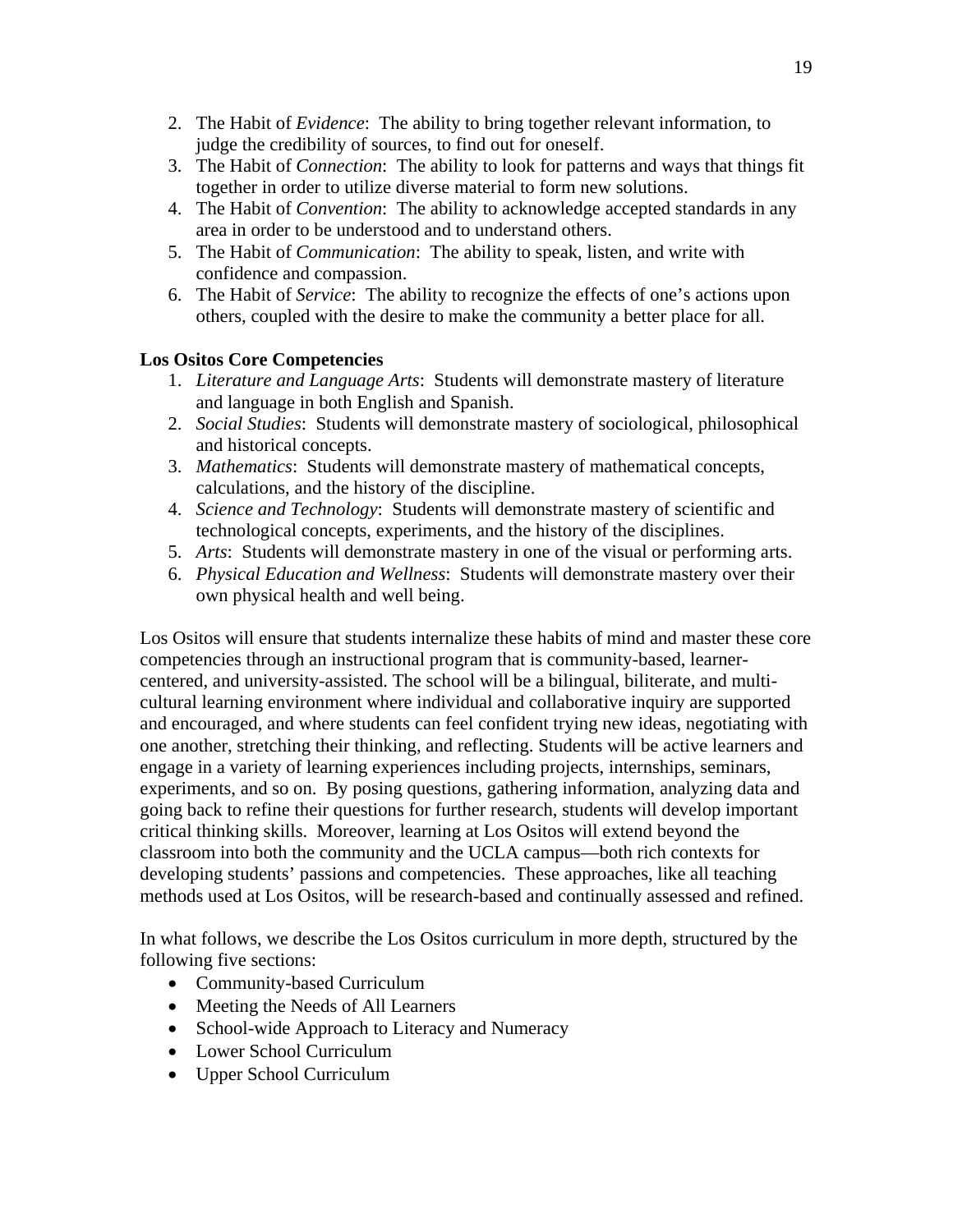2. The Habit of *Evidence*: The ability to bring together relevant information, to judge the credibility of sources, to find out for oneself.
3. The Habit of *Connection*: The ability to look for patterns and ways that things fit together in order to utilize diverse material to form new solutions.
4. The Habit of *Convention*: The ability to acknowledge accepted standards in any area in order to be understood and to understand others.
5. The Habit of *Communication*: The ability to speak, listen, and write with confidence and compassion.
6. The Habit of *Service*: The ability to recognize the effects of one's actions upon others, coupled with the desire to make the community a better place for all.

**Los Ositos Core Competencies**

1. *Literature and Language Arts*: Students will demonstrate mastery of literature and language in both English and Spanish.
2. *Social Studies*: Students will demonstrate mastery of sociological, philosophical and historical concepts.
3. *Mathematics*: Students will demonstrate mastery of mathematical concepts, calculations, and the history of the discipline.
4. *Science and Technology*: Students will demonstrate mastery of scientific and technological concepts, experiments, and the history of the disciplines.
5. *Arts*: Students will demonstrate mastery in one of the visual or performing arts.
6. *Physical Education and Wellness*: Students will demonstrate mastery over their own physical health and well being.

Los Ositos will ensure that students internalize these habits of mind and master these core competencies through an instructional program that is community-based, learner-centered, and university-assisted. The school will be a bilingual, biliterate, and multi-cultural learning environment where individual and collaborative inquiry are supported and encouraged, and where students can feel confident trying new ideas, negotiating with one another, stretching their thinking, and reflecting. Students will be active learners and engage in a variety of learning experiences including projects, internships, seminars, experiments, and so on. By posing questions, gathering information, analyzing data and going back to refine their questions for further research, students will develop important critical thinking skills. Moreover, learning at Los Ositos will extend beyond the classroom into both the community and the UCLA campus—both rich contexts for developing students' passions and competencies. These approaches, like all teaching methods used at Los Ositos, will be research-based and continually assessed and refined.

In what follows, we describe the Los Ositos curriculum in more depth, structured by the following five sections:

- Community-based Curriculum
- Meeting the Needs of All Learners
- School-wide Approach to Literacy and Numeracy
- Lower School Curriculum
- Upper School Curriculum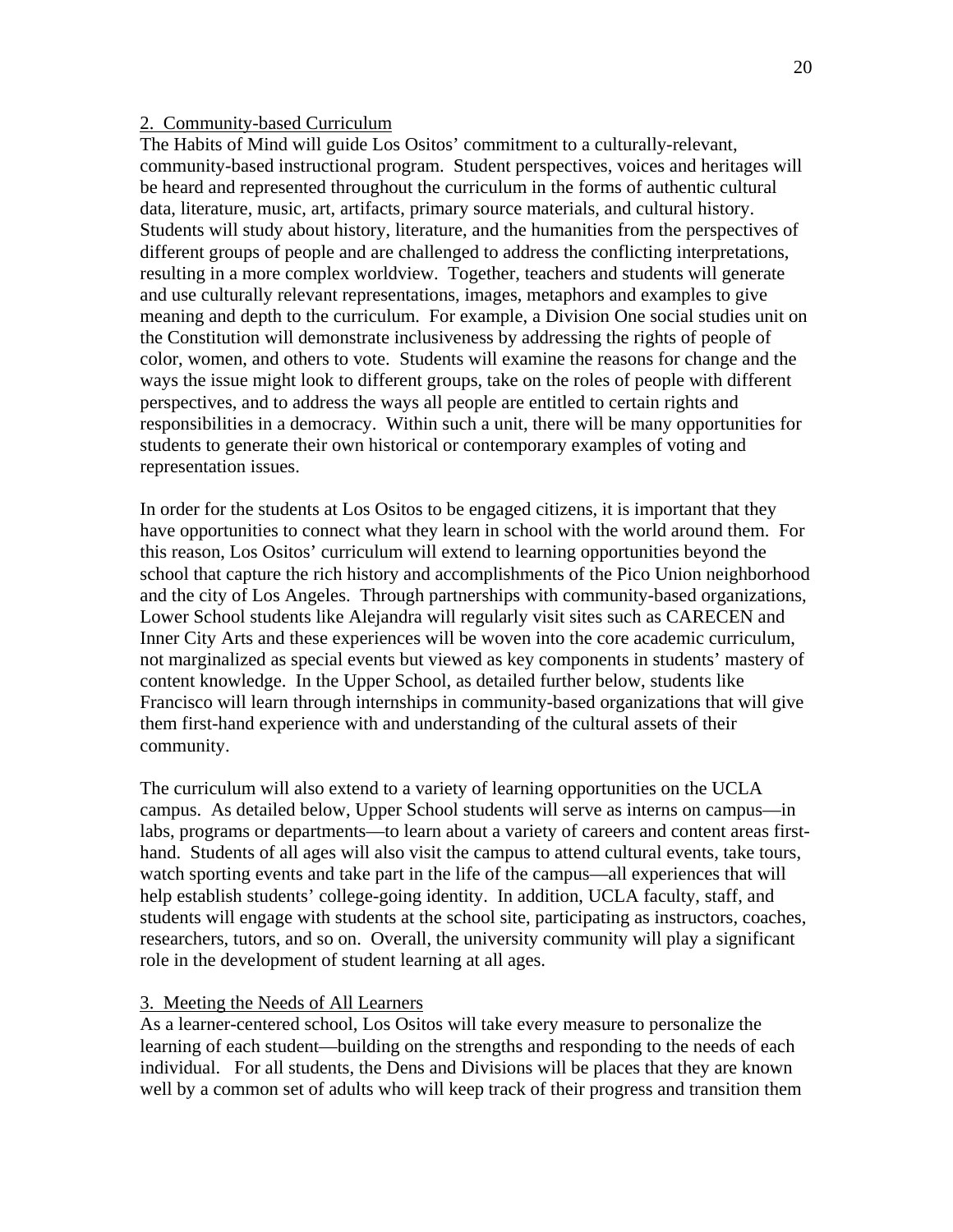### 2. Community-based Curriculum

The Habits of Mind will guide Los Ositos' commitment to a culturally-relevant, community-based instructional program. Student perspectives, voices and heritages will be heard and represented throughout the curriculum in the forms of authentic cultural data, literature, music, art, artifacts, primary source materials, and cultural history. Students will study about history, literature, and the humanities from the perspectives of different groups of people and are challenged to address the conflicting interpretations, resulting in a more complex worldview. Together, teachers and students will generate and use culturally relevant representations, images, metaphors and examples to give meaning and depth to the curriculum. For example, a Division One social studies unit on the Constitution will demonstrate inclusiveness by addressing the rights of people of color, women, and others to vote. Students will examine the reasons for change and the ways the issue might look to different groups, take on the roles of people with different perspectives, and to address the ways all people are entitled to certain rights and responsibilities in a democracy. Within such a unit, there will be many opportunities for students to generate their own historical or contemporary examples of voting and representation issues.

In order for the students at Los Ositos to be engaged citizens, it is important that they have opportunities to connect what they learn in school with the world around them. For this reason, Los Ositos' curriculum will extend to learning opportunities beyond the school that capture the rich history and accomplishments of the Pico Union neighborhood and the city of Los Angeles. Through partnerships with community-based organizations, Lower School students like Alejandra will regularly visit sites such as CARECEN and Inner City Arts and these experiences will be woven into the core academic curriculum, not marginalized as special events but viewed as key components in students' mastery of content knowledge. In the Upper School, as detailed further below, students like Francisco will learn through internships in community-based organizations that will give them first-hand experience with and understanding of the cultural assets of their community.

The curriculum will also extend to a variety of learning opportunities on the UCLA campus. As detailed below, Upper School students will serve as interns on campus—in labs, programs or departments—to learn about a variety of careers and content areas first-hand. Students of all ages will also visit the campus to attend cultural events, take tours, watch sporting events and take part in the life of the campus—all experiences that will help establish students' college-going identity. In addition, UCLA faculty, staff, and students will engage with students at the school site, participating as instructors, coaches, researchers, tutors, and so on. Overall, the university community will play a significant role in the development of student learning at all ages.

### 3. Meeting the Needs of All Learners

As a learner-centered school, Los Ositos will take every measure to personalize the learning of each student—building on the strengths and responding to the needs of each individual. For all students, the Dens and Divisions will be places that they are known well by a common set of adults who will keep track of their progress and transition them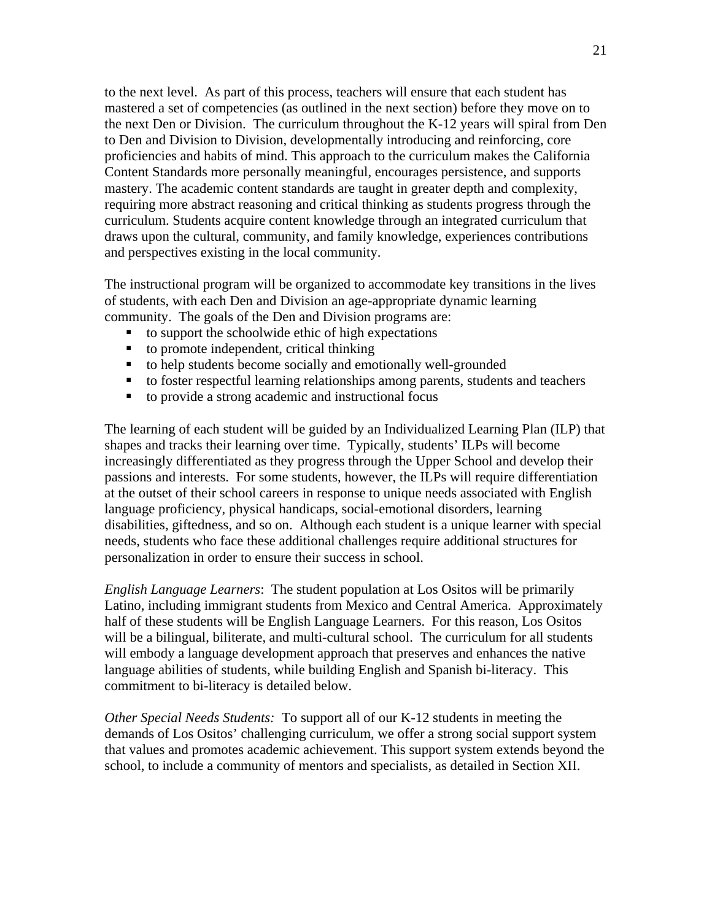to the next level. As part of this process, teachers will ensure that each student has mastered a set of competencies (as outlined in the next section) before they move on to the next Den or Division. The curriculum throughout the K-12 years will spiral from Den to Den and Division to Division, developmentally introducing and reinforcing, core proficiencies and habits of mind. This approach to the curriculum makes the California Content Standards more personally meaningful, encourages persistence, and supports mastery. The academic content standards are taught in greater depth and complexity, requiring more abstract reasoning and critical thinking as students progress through the curriculum. Students acquire content knowledge through an integrated curriculum that draws upon the cultural, community, and family knowledge, experiences contributions and perspectives existing in the local community.

The instructional program will be organized to accommodate key transitions in the lives of students, with each Den and Division an age-appropriate dynamic learning community. The goals of the Den and Division programs are:

- to support the schoolwide ethic of high expectations
- to promote independent, critical thinking
- to help students become socially and emotionally well-grounded
- to foster respectful learning relationships among parents, students and teachers
- to provide a strong academic and instructional focus

The learning of each student will be guided by an Individualized Learning Plan (ILP) that shapes and tracks their learning over time. Typically, students' ILPs will become increasingly differentiated as they progress through the Upper School and develop their passions and interests. For some students, however, the ILPs will require differentiation at the outset of their school careers in response to unique needs associated with English language proficiency, physical handicaps, social-emotional disorders, learning disabilities, giftedness, and so on. Although each student is a unique learner with special needs, students who face these additional challenges require additional structures for personalization in order to ensure their success in school.

*English Language Learners*: The student population at Los Ositos will be primarily Latino, including immigrant students from Mexico and Central America. Approximately half of these students will be English Language Learners. For this reason, Los Ositos will be a bilingual, biliterate, and multi-cultural school. The curriculum for all students will embody a language development approach that preserves and enhances the native language abilities of students, while building English and Spanish bi-literacy. This commitment to bi-literacy is detailed below.

*Other Special Needs Students:* To support all of our K-12 students in meeting the demands of Los Ositos' challenging curriculum, we offer a strong social support system that values and promotes academic achievement. This support system extends beyond the school, to include a community of mentors and specialists, as detailed in Section XII.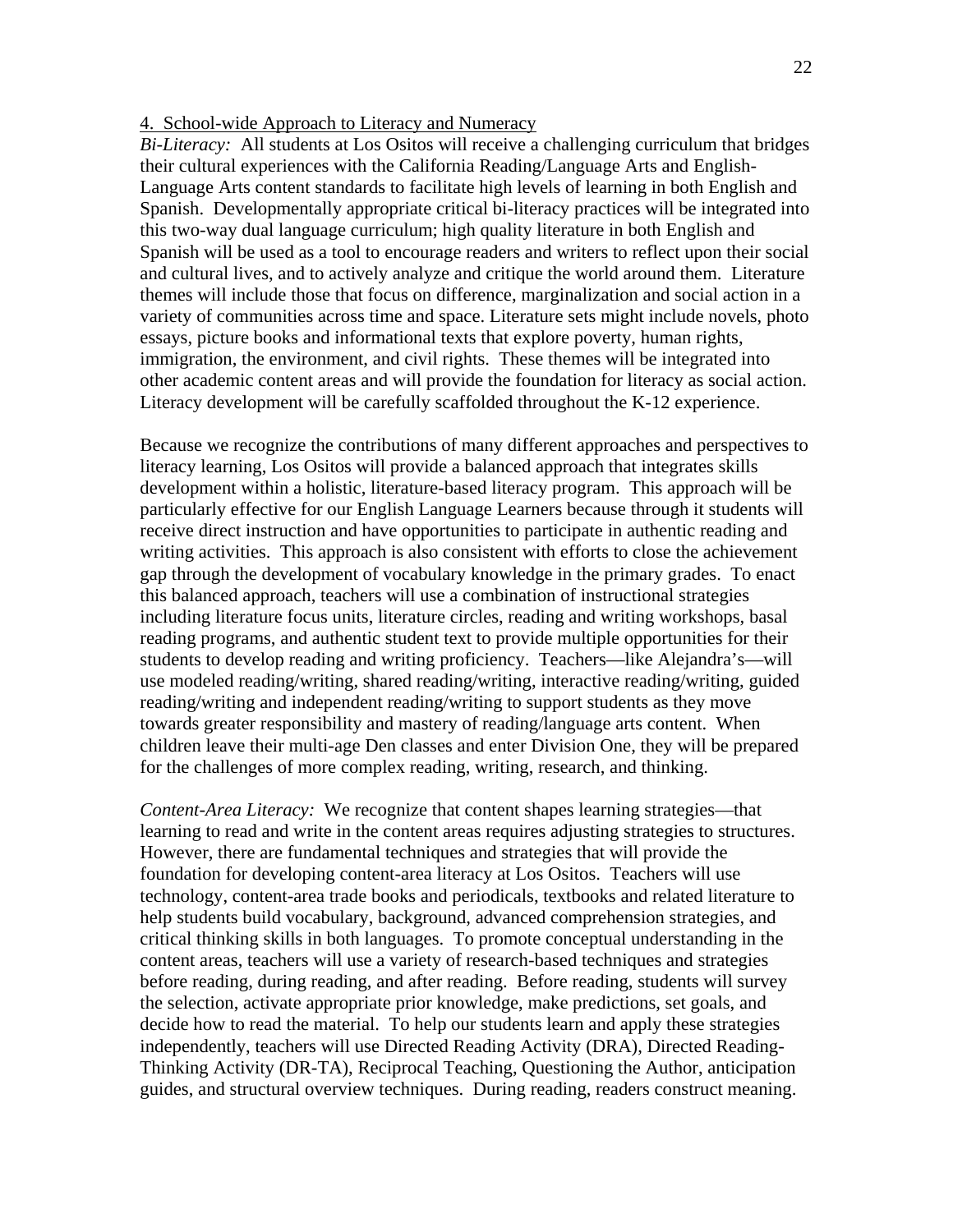4. School-wide Approach to Literacy and Numeracy

*Bi-Literacy:* All students at Los Ositos will receive a challenging curriculum that bridges their cultural experiences with the California Reading/Language Arts and English-Language Arts content standards to facilitate high levels of learning in both English and Spanish. Developmentally appropriate critical bi-literacy practices will be integrated into this two-way dual language curriculum; high quality literature in both English and Spanish will be used as a tool to encourage readers and writers to reflect upon their social and cultural lives, and to actively analyze and critique the world around them. Literature themes will include those that focus on difference, marginalization and social action in a variety of communities across time and space. Literature sets might include novels, photo essays, picture books and informational texts that explore poverty, human rights, immigration, the environment, and civil rights. These themes will be integrated into other academic content areas and will provide the foundation for literacy as social action. Literacy development will be carefully scaffolded throughout the K-12 experience.

Because we recognize the contributions of many different approaches and perspectives to literacy learning, Los Ositos will provide a balanced approach that integrates skills development within a holistic, literature-based literacy program. This approach will be particularly effective for our English Language Learners because through it students will receive direct instruction and have opportunities to participate in authentic reading and writing activities. This approach is also consistent with efforts to close the achievement gap through the development of vocabulary knowledge in the primary grades. To enact this balanced approach, teachers will use a combination of instructional strategies including literature focus units, literature circles, reading and writing workshops, basal reading programs, and authentic student text to provide multiple opportunities for their students to develop reading and writing proficiency. Teachers—like Alejandra's—will use modeled reading/writing, shared reading/writing, interactive reading/writing, guided reading/writing and independent reading/writing to support students as they move towards greater responsibility and mastery of reading/language arts content. When children leave their multi-age Den classes and enter Division One, they will be prepared for the challenges of more complex reading, writing, research, and thinking.

*Content-Area Literacy:* We recognize that content shapes learning strategies—that learning to read and write in the content areas requires adjusting strategies to structures. However, there are fundamental techniques and strategies that will provide the foundation for developing content-area literacy at Los Ositos. Teachers will use technology, content-area trade books and periodicals, textbooks and related literature to help students build vocabulary, background, advanced comprehension strategies, and critical thinking skills in both languages. To promote conceptual understanding in the content areas, teachers will use a variety of research-based techniques and strategies before reading, during reading, and after reading. Before reading, students will survey the selection, activate appropriate prior knowledge, make predictions, set goals, and decide how to read the material. To help our students learn and apply these strategies independently, teachers will use Directed Reading Activity (DRA), Directed Reading-Thinking Activity (DR-TA), Reciprocal Teaching, Questioning the Author, anticipation guides, and structural overview techniques. During reading, readers construct meaning.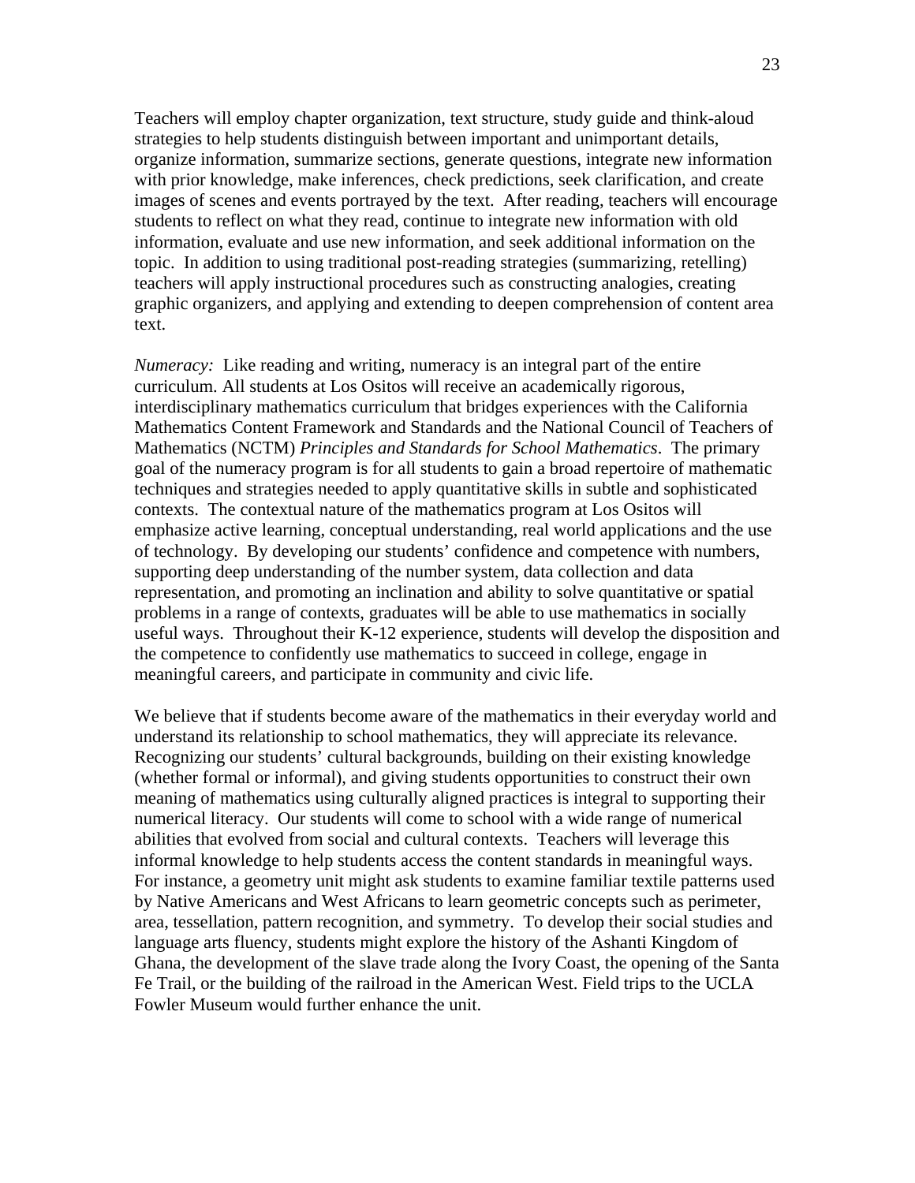Teachers will employ chapter organization, text structure, study guide and think-aloud strategies to help students distinguish between important and unimportant details, organize information, summarize sections, generate questions, integrate new information with prior knowledge, make inferences, check predictions, seek clarification, and create images of scenes and events portrayed by the text. After reading, teachers will encourage students to reflect on what they read, continue to integrate new information with old information, evaluate and use new information, and seek additional information on the topic. In addition to using traditional post-reading strategies (summarizing, retelling) teachers will apply instructional procedures such as constructing analogies, creating graphic organizers, and applying and extending to deepen comprehension of content area text.

*Numeracy:* Like reading and writing, numeracy is an integral part of the entire curriculum. All students at Los Ositos will receive an academically rigorous, interdisciplinary mathematics curriculum that bridges experiences with the California Mathematics Content Framework and Standards and the National Council of Teachers of Mathematics (NCTM) *Principles and Standards for School Mathematics*. The primary goal of the numeracy program is for all students to gain a broad repertoire of mathematic techniques and strategies needed to apply quantitative skills in subtle and sophisticated contexts. The contextual nature of the mathematics program at Los Ositos will emphasize active learning, conceptual understanding, real world applications and the use of technology. By developing our students' confidence and competence with numbers, supporting deep understanding of the number system, data collection and data representation, and promoting an inclination and ability to solve quantitative or spatial problems in a range of contexts, graduates will be able to use mathematics in socially useful ways. Throughout their K-12 experience, students will develop the disposition and the competence to confidently use mathematics to succeed in college, engage in meaningful careers, and participate in community and civic life.

We believe that if students become aware of the mathematics in their everyday world and understand its relationship to school mathematics, they will appreciate its relevance. Recognizing our students' cultural backgrounds, building on their existing knowledge (whether formal or informal), and giving students opportunities to construct their own meaning of mathematics using culturally aligned practices is integral to supporting their numerical literacy. Our students will come to school with a wide range of numerical abilities that evolved from social and cultural contexts. Teachers will leverage this informal knowledge to help students access the content standards in meaningful ways. For instance, a geometry unit might ask students to examine familiar textile patterns used by Native Americans and West Africans to learn geometric concepts such as perimeter, area, tessellation, pattern recognition, and symmetry. To develop their social studies and language arts fluency, students might explore the history of the Ashanti Kingdom of Ghana, the development of the slave trade along the Ivory Coast, the opening of the Santa Fe Trail, or the building of the railroad in the American West. Field trips to the UCLA Fowler Museum would further enhance the unit.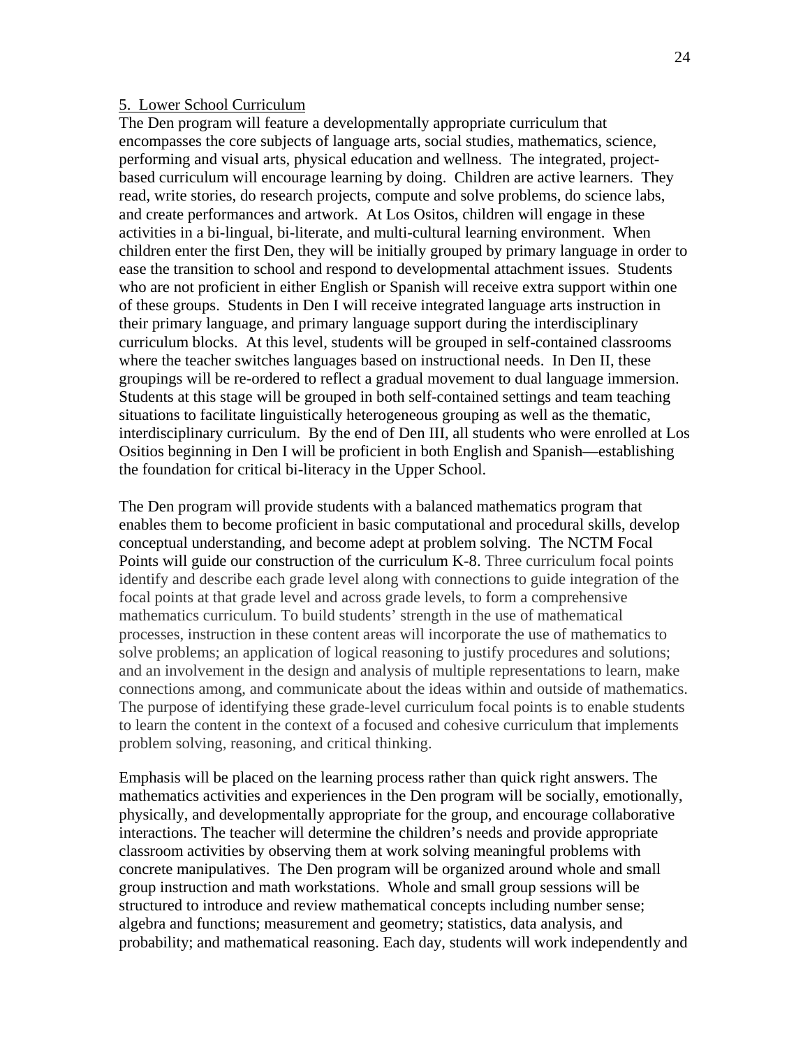5. Lower School Curriculum

The Den program will feature a developmentally appropriate curriculum that encompasses the core subjects of language arts, social studies, mathematics, science, performing and visual arts, physical education and wellness. The integrated, project-based curriculum will encourage learning by doing. Children are active learners. They read, write stories, do research projects, compute and solve problems, do science labs, and create performances and artwork. At Los Ositos, children will engage in these activities in a bi-lingual, bi-literate, and multi-cultural learning environment. When children enter the first Den, they will be initially grouped by primary language in order to ease the transition to school and respond to developmental attachment issues. Students who are not proficient in either English or Spanish will receive extra support within one of these groups. Students in Den I will receive integrated language arts instruction in their primary language, and primary language support during the interdisciplinary curriculum blocks. At this level, students will be grouped in self-contained classrooms where the teacher switches languages based on instructional needs. In Den II, these groupings will be re-ordered to reflect a gradual movement to dual language immersion. Students at this stage will be grouped in both self-contained settings and team teaching situations to facilitate linguistically heterogeneous grouping as well as the thematic, interdisciplinary curriculum. By the end of Den III, all students who were enrolled at Los Ositios beginning in Den I will be proficient in both English and Spanish—establishing the foundation for critical bi-literacy in the Upper School.

The Den program will provide students with a balanced mathematics program that enables them to become proficient in basic computational and procedural skills, develop conceptual understanding, and become adept at problem solving. The NCTM Focal Points will guide our construction of the curriculum K-8. Three curriculum focal points identify and describe each grade level along with connections to guide integration of the focal points at that grade level and across grade levels, to form a comprehensive mathematics curriculum. To build students' strength in the use of mathematical processes, instruction in these content areas will incorporate the use of mathematics to solve problems; an application of logical reasoning to justify procedures and solutions; and an involvement in the design and analysis of multiple representations to learn, make connections among, and communicate about the ideas within and outside of mathematics. The purpose of identifying these grade-level curriculum focal points is to enable students to learn the content in the context of a focused and cohesive curriculum that implements problem solving, reasoning, and critical thinking.

Emphasis will be placed on the learning process rather than quick right answers. The mathematics activities and experiences in the Den program will be socially, emotionally, physically, and developmentally appropriate for the group, and encourage collaborative interactions. The teacher will determine the children's needs and provide appropriate classroom activities by observing them at work solving meaningful problems with concrete manipulatives. The Den program will be organized around whole and small group instruction and math workstations. Whole and small group sessions will be structured to introduce and review mathematical concepts including number sense; algebra and functions; measurement and geometry; statistics, data analysis, and probability; and mathematical reasoning. Each day, students will work independently and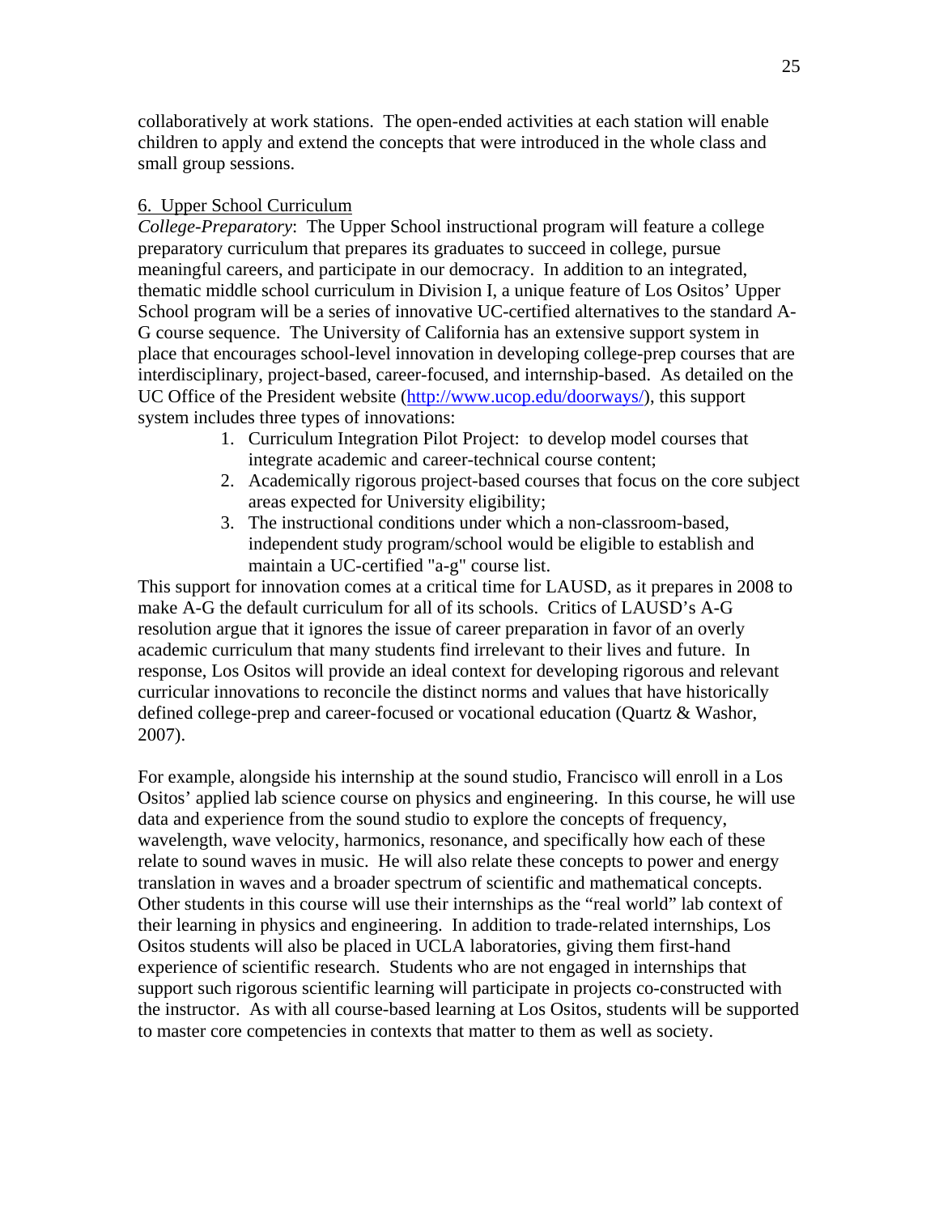collaboratively at work stations. The open-ended activities at each station will enable children to apply and extend the concepts that were introduced in the whole class and small group sessions.

6. Upper School Curriculum

*College-Preparatory*: The Upper School instructional program will feature a college preparatory curriculum that prepares its graduates to succeed in college, pursue meaningful careers, and participate in our democracy. In addition to an integrated, thematic middle school curriculum in Division I, a unique feature of Los Ositos' Upper School program will be a series of innovative UC-certified alternatives to the standard A-G course sequence. The University of California has an extensive support system in place that encourages school-level innovation in developing college-prep courses that are interdisciplinary, project-based, career-focused, and internship-based. As detailed on the UC Office of the President website ([http://www.ucop.edu/doorways/](http://www.ucop.edu/doorways/)), this support system includes three types of innovations:

1. Curriculum Integration Pilot Project: to develop model courses that integrate academic and career-technical course content;
2. Academically rigorous project-based courses that focus on the core subject areas expected for University eligibility;
3. The instructional conditions under which a non-classroom-based, independent study program/school would be eligible to establish and maintain a UC-certified "a-g" course list.

This support for innovation comes at a critical time for LAUSD, as it prepares in 2008 to make A-G the default curriculum for all of its schools. Critics of LAUSD's A-G resolution argue that it ignores the issue of career preparation in favor of an overly academic curriculum that many students find irrelevant to their lives and future. In response, Los Ositos will provide an ideal context for developing rigorous and relevant curricular innovations to reconcile the distinct norms and values that have historically defined college-prep and career-focused or vocational education (Quartz & Washor, 2007).

For example, alongside his internship at the sound studio, Francisco will enroll in a Los Ositos' applied lab science course on physics and engineering. In this course, he will use data and experience from the sound studio to explore the concepts of frequency, wavelength, wave velocity, harmonics, resonance, and specifically how each of these relate to sound waves in music. He will also relate these concepts to power and energy translation in waves and a broader spectrum of scientific and mathematical concepts. Other students in this course will use their internships as the "real world" lab context of their learning in physics and engineering. In addition to trade-related internships, Los Ositos students will also be placed in UCLA laboratories, giving them first-hand experience of scientific research. Students who are not engaged in internships that support such rigorous scientific learning will participate in projects co-constructed with the instructor. As with all course-based learning at Los Ositos, students will be supported to master core competencies in contexts that matter to them as well as society.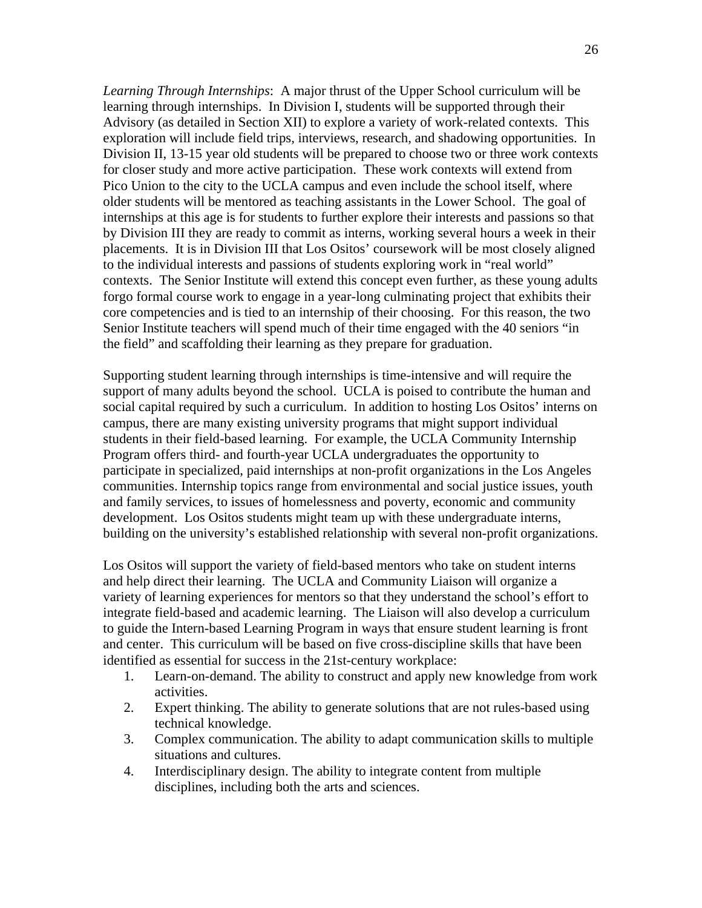*Learning Through Internships*: A major thrust of the Upper School curriculum will be learning through internships. In Division I, students will be supported through their Advisory (as detailed in Section XII) to explore a variety of work-related contexts. This exploration will include field trips, interviews, research, and shadowing opportunities. In Division II, 13-15 year old students will be prepared to choose two or three work contexts for closer study and more active participation. These work contexts will extend from Pico Union to the city to the UCLA campus and even include the school itself, where older students will be mentored as teaching assistants in the Lower School. The goal of internships at this age is for students to further explore their interests and passions so that by Division III they are ready to commit as interns, working several hours a week in their placements. It is in Division III that Los Ositos' coursework will be most closely aligned to the individual interests and passions of students exploring work in "real world" contexts. The Senior Institute will extend this concept even further, as these young adults forgo formal course work to engage in a year-long culminating project that exhibits their core competencies and is tied to an internship of their choosing. For this reason, the two Senior Institute teachers will spend much of their time engaged with the 40 seniors "in the field" and scaffolding their learning as they prepare for graduation.

Supporting student learning through internships is time-intensive and will require the support of many adults beyond the school. UCLA is poised to contribute the human and social capital required by such a curriculum. In addition to hosting Los Ositos' interns on campus, there are many existing university programs that might support individual students in their field-based learning. For example, the UCLA Community Internship Program offers third- and fourth-year UCLA undergraduates the opportunity to participate in specialized, paid internships at non-profit organizations in the Los Angeles communities. Internship topics range from environmental and social justice issues, youth and family services, to issues of homelessness and poverty, economic and community development. Los Ositos students might team up with these undergraduate interns, building on the university's established relationship with several non-profit organizations.

Los Ositos will support the variety of field-based mentors who take on student interns and help direct their learning. The UCLA and Community Liaison will organize a variety of learning experiences for mentors so that they understand the school's effort to integrate field-based and academic learning. The Liaison will also develop a curriculum to guide the Intern-based Learning Program in ways that ensure student learning is front and center. This curriculum will be based on five cross-discipline skills that have been identified as essential for success in the 21st-century workplace:

1. Learn-on-demand. The ability to construct and apply new knowledge from work activities.
2. Expert thinking. The ability to generate solutions that are not rules-based using technical knowledge.
3. Complex communication. The ability to adapt communication skills to multiple situations and cultures.
4. Interdisciplinary design. The ability to integrate content from multiple disciplines, including both the arts and sciences.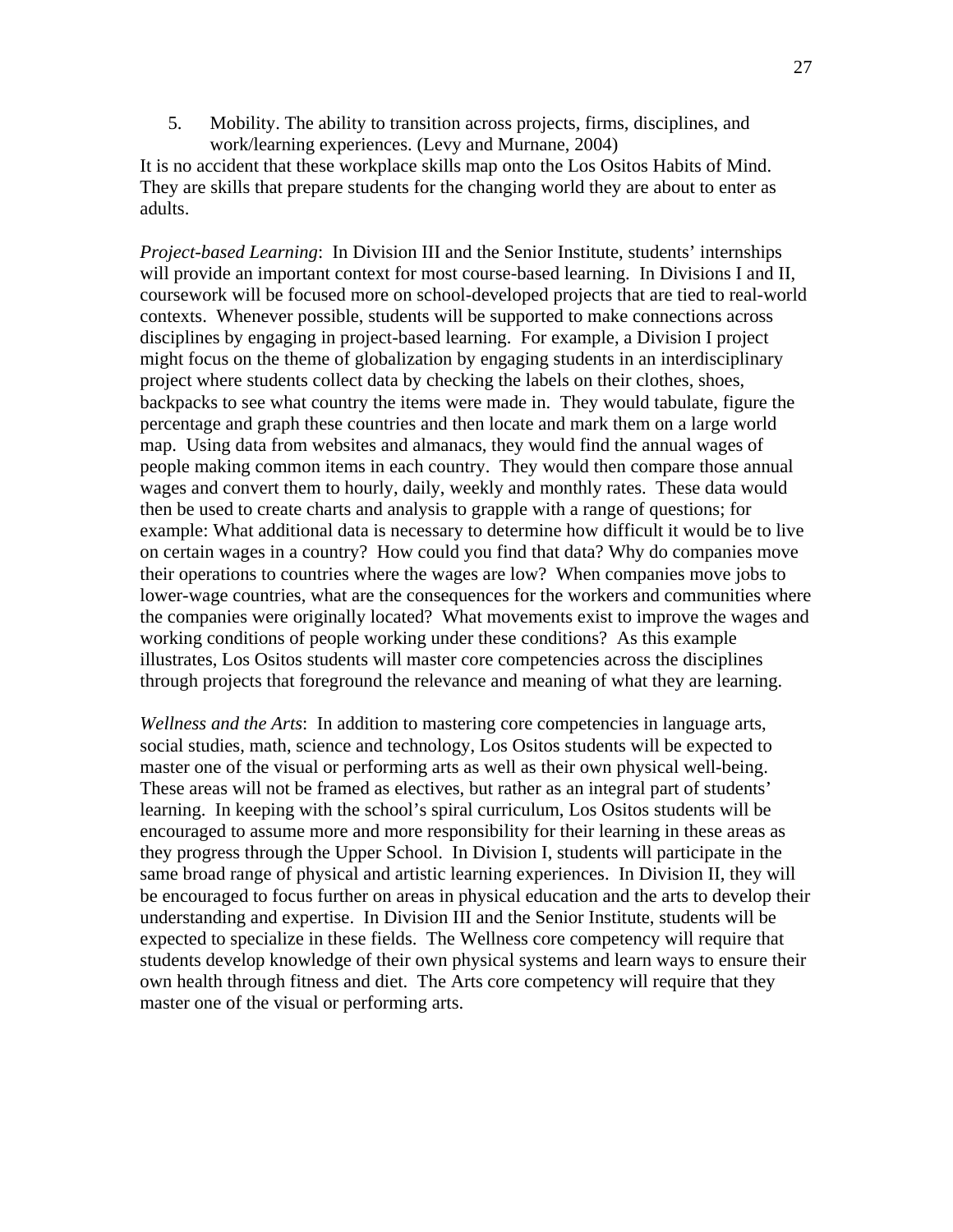5. Mobility. The ability to transition across projects, firms, disciplines, and work/learning experiences. (Levy and Murnane, 2004)

It is no accident that these workplace skills map onto the Los Ositos Habits of Mind. They are skills that prepare students for the changing world they are about to enter as adults.

*Project-based Learning*: In Division III and the Senior Institute, students' internships will provide an important context for most course-based learning. In Divisions I and II, coursework will be focused more on school-developed projects that are tied to real-world contexts. Whenever possible, students will be supported to make connections across disciplines by engaging in project-based learning. For example, a Division I project might focus on the theme of globalization by engaging students in an interdisciplinary project where students collect data by checking the labels on their clothes, shoes, backpacks to see what country the items were made in. They would tabulate, figure the percentage and graph these countries and then locate and mark them on a large world map. Using data from websites and almanacs, they would find the annual wages of people making common items in each country. They would then compare those annual wages and convert them to hourly, daily, weekly and monthly rates. These data would then be used to create charts and analysis to grapple with a range of questions; for example: What additional data is necessary to determine how difficult it would be to live on certain wages in a country? How could you find that data? Why do companies move their operations to countries where the wages are low? When companies move jobs to lower-wage countries, what are the consequences for the workers and communities where the companies were originally located? What movements exist to improve the wages and working conditions of people working under these conditions? As this example illustrates, Los Ositos students will master core competencies across the disciplines through projects that foreground the relevance and meaning of what they are learning.

*Wellness and the Arts*: In addition to mastering core competencies in language arts, social studies, math, science and technology, Los Ositos students will be expected to master one of the visual or performing arts as well as their own physical well-being. These areas will not be framed as electives, but rather as an integral part of students' learning. In keeping with the school's spiral curriculum, Los Ositos students will be encouraged to assume more and more responsibility for their learning in these areas as they progress through the Upper School. In Division I, students will participate in the same broad range of physical and artistic learning experiences. In Division II, they will be encouraged to focus further on areas in physical education and the arts to develop their understanding and expertise. In Division III and the Senior Institute, students will be expected to specialize in these fields. The Wellness core competency will require that students develop knowledge of their own physical systems and learn ways to ensure their own health through fitness and diet. The Arts core competency will require that they master one of the visual or performing arts.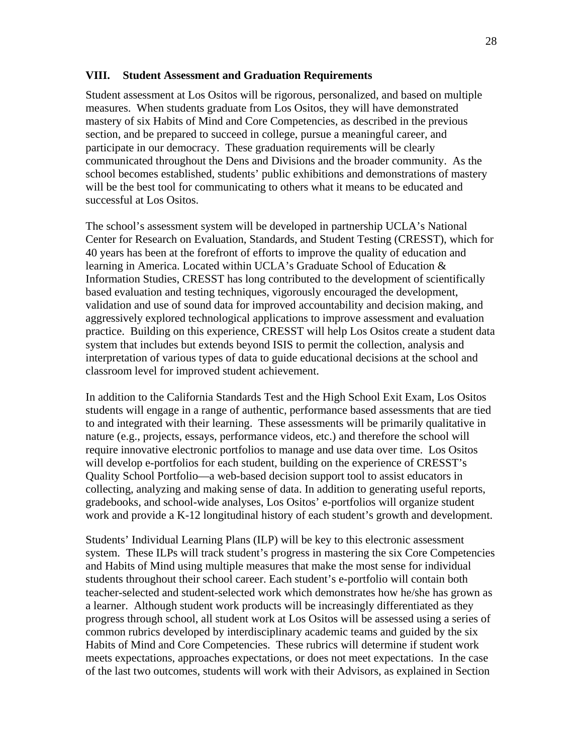## VIII. Student Assessment and Graduation Requirements

Student assessment at Los Ositos will be rigorous, personalized, and based on multiple measures. When students graduate from Los Ositos, they will have demonstrated mastery of six Habits of Mind and Core Competencies, as described in the previous section, and be prepared to succeed in college, pursue a meaningful career, and participate in our democracy. These graduation requirements will be clearly communicated throughout the Dens and Divisions and the broader community. As the school becomes established, students' public exhibitions and demonstrations of mastery will be the best tool for communicating to others what it means to be educated and successful at Los Ositos.

The school's assessment system will be developed in partnership UCLA's National Center for Research on Evaluation, Standards, and Student Testing (CRESST), which for 40 years has been at the forefront of efforts to improve the quality of education and learning in America. Located within UCLA's Graduate School of Education & Information Studies, CRESST has long contributed to the development of scientifically based evaluation and testing techniques, vigorously encouraged the development, validation and use of sound data for improved accountability and decision making, and aggressively explored technological applications to improve assessment and evaluation practice. Building on this experience, CRESST will help Los Ositos create a student data system that includes but extends beyond ISIS to permit the collection, analysis and interpretation of various types of data to guide educational decisions at the school and classroom level for improved student achievement.

In addition to the California Standards Test and the High School Exit Exam, Los Ositos students will engage in a range of authentic, performance based assessments that are tied to and integrated with their learning. These assessments will be primarily qualitative in nature (e.g., projects, essays, performance videos, etc.) and therefore the school will require innovative electronic portfolios to manage and use data over time. Los Ositos will develop e-portfolios for each student, building on the experience of CRESST's Quality School Portfolio—a web-based decision support tool to assist educators in collecting, analyzing and making sense of data. In addition to generating useful reports, gradebooks, and school-wide analyses, Los Ositos' e-portfolios will organize student work and provide a K-12 longitudinal history of each student's growth and development.

Students' Individual Learning Plans (ILP) will be key to this electronic assessment system. These ILPs will track student's progress in mastering the six Core Competencies and Habits of Mind using multiple measures that make the most sense for individual students throughout their school career. Each student's e-portfolio will contain both teacher-selected and student-selected work which demonstrates how he/she has grown as a learner. Although student work products will be increasingly differentiated as they progress through school, all student work at Los Ositos will be assessed using a series of common rubrics developed by interdisciplinary academic teams and guided by the six Habits of Mind and Core Competencies. These rubrics will determine if student work meets expectations, approaches expectations, or does not meet expectations. In the case of the last two outcomes, students will work with their Advisors, as explained in Section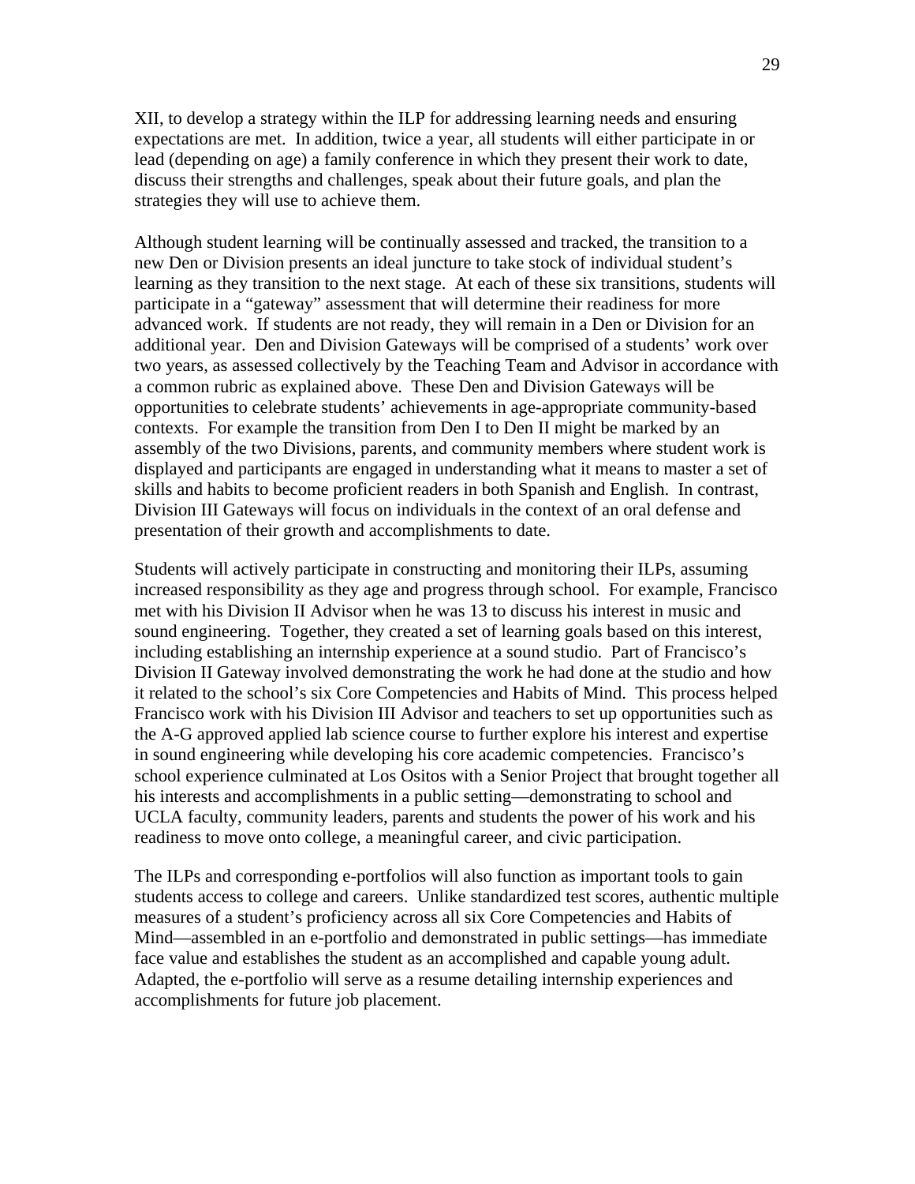XII, to develop a strategy within the ILP for addressing learning needs and ensuring expectations are met. In addition, twice a year, all students will either participate in or lead (depending on age) a family conference in which they present their work to date, discuss their strengths and challenges, speak about their future goals, and plan the strategies they will use to achieve them.

Although student learning will be continually assessed and tracked, the transition to a new Den or Division presents an ideal juncture to take stock of individual student's learning as they transition to the next stage. At each of these six transitions, students will participate in a "gateway" assessment that will determine their readiness for more advanced work. If students are not ready, they will remain in a Den or Division for an additional year. Den and Division Gateways will be comprised of a students' work over two years, as assessed collectively by the Teaching Team and Advisor in accordance with a common rubric as explained above. These Den and Division Gateways will be opportunities to celebrate students' achievements in age-appropriate community-based contexts. For example the transition from Den I to Den II might be marked by an assembly of the two Divisions, parents, and community members where student work is displayed and participants are engaged in understanding what it means to master a set of skills and habits to become proficient readers in both Spanish and English. In contrast, Division III Gateways will focus on individuals in the context of an oral defense and presentation of their growth and accomplishments to date.

Students will actively participate in constructing and monitoring their ILPs, assuming increased responsibility as they age and progress through school. For example, Francisco met with his Division II Advisor when he was 13 to discuss his interest in music and sound engineering. Together, they created a set of learning goals based on this interest, including establishing an internship experience at a sound studio. Part of Francisco's Division II Gateway involved demonstrating the work he had done at the studio and how it related to the school's six Core Competencies and Habits of Mind. This process helped Francisco work with his Division III Advisor and teachers to set up opportunities such as the A-G approved applied lab science course to further explore his interest and expertise in sound engineering while developing his core academic competencies. Francisco's school experience culminated at Los Ositos with a Senior Project that brought together all his interests and accomplishments in a public setting—demonstrating to school and UCLA faculty, community leaders, parents and students the power of his work and his readiness to move onto college, a meaningful career, and civic participation.

The ILPs and corresponding e-portfolios will also function as important tools to gain students access to college and careers. Unlike standardized test scores, authentic multiple measures of a student's proficiency across all six Core Competencies and Habits of Mind—assembled in an e-portfolio and demonstrated in public settings—has immediate face value and establishes the student as an accomplished and capable young adult. Adapted, the e-portfolio will serve as a resume detailing internship experiences and accomplishments for future job placement.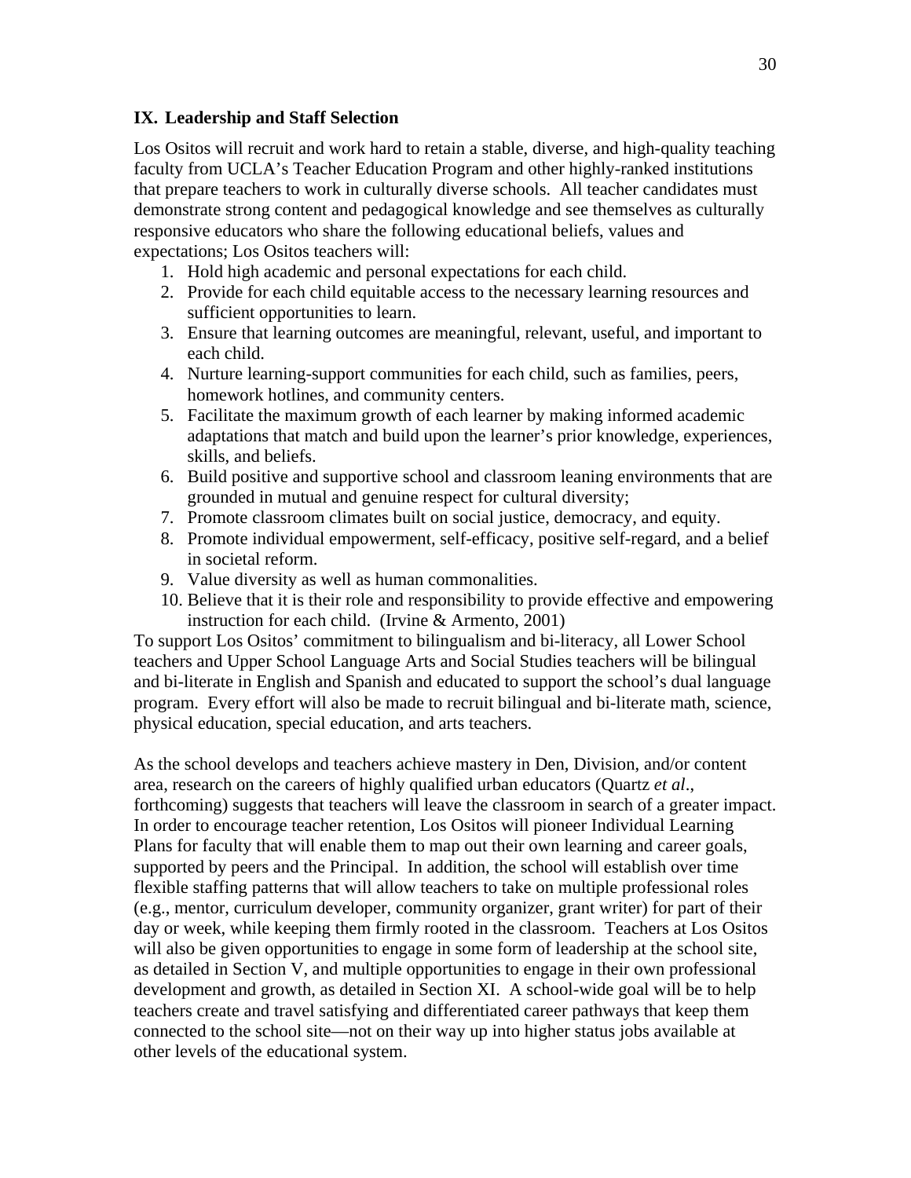## IX. Leadership and Staff Selection

Los Ositos will recruit and work hard to retain a stable, diverse, and high-quality teaching faculty from UCLA's Teacher Education Program and other highly-ranked institutions that prepare teachers to work in culturally diverse schools. All teacher candidates must demonstrate strong content and pedagogical knowledge and see themselves as culturally responsive educators who share the following educational beliefs, values and expectations; Los Ositos teachers will:

1. Hold high academic and personal expectations for each child.
2. Provide for each child equitable access to the necessary learning resources and sufficient opportunities to learn.
3. Ensure that learning outcomes are meaningful, relevant, useful, and important to each child.
4. Nurture learning-support communities for each child, such as families, peers, homework hotlines, and community centers.
5. Facilitate the maximum growth of each learner by making informed academic adaptations that match and build upon the learner's prior knowledge, experiences, skills, and beliefs.
6. Build positive and supportive school and classroom leaning environments that are grounded in mutual and genuine respect for cultural diversity;
7. Promote classroom climates built on social justice, democracy, and equity.
8. Promote individual empowerment, self-efficacy, positive self-regard, and a belief in societal reform.
9. Value diversity as well as human commonalities.
10. Believe that it is their role and responsibility to provide effective and empowering instruction for each child. (Irvine & Armento, 2001)

To support Los Ositos' commitment to bilingualism and bi-literacy, all Lower School teachers and Upper School Language Arts and Social Studies teachers will be bilingual and bi-literate in English and Spanish and educated to support the school's dual language program. Every effort will also be made to recruit bilingual and bi-literate math, science, physical education, special education, and arts teachers.

As the school develops and teachers achieve mastery in Den, Division, and/or content area, research on the careers of highly qualified urban educators (Quartz *et al*., forthcoming) suggests that teachers will leave the classroom in search of a greater impact. In order to encourage teacher retention, Los Ositos will pioneer Individual Learning Plans for faculty that will enable them to map out their own learning and career goals, supported by peers and the Principal. In addition, the school will establish over time flexible staffing patterns that will allow teachers to take on multiple professional roles (e.g., mentor, curriculum developer, community organizer, grant writer) for part of their day or week, while keeping them firmly rooted in the classroom. Teachers at Los Ositos will also be given opportunities to engage in some form of leadership at the school site, as detailed in Section V, and multiple opportunities to engage in their own professional development and growth, as detailed in Section XI. A school-wide goal will be to help teachers create and travel satisfying and differentiated career pathways that keep them connected to the school site—not on their way up into higher status jobs available at other levels of the educational system.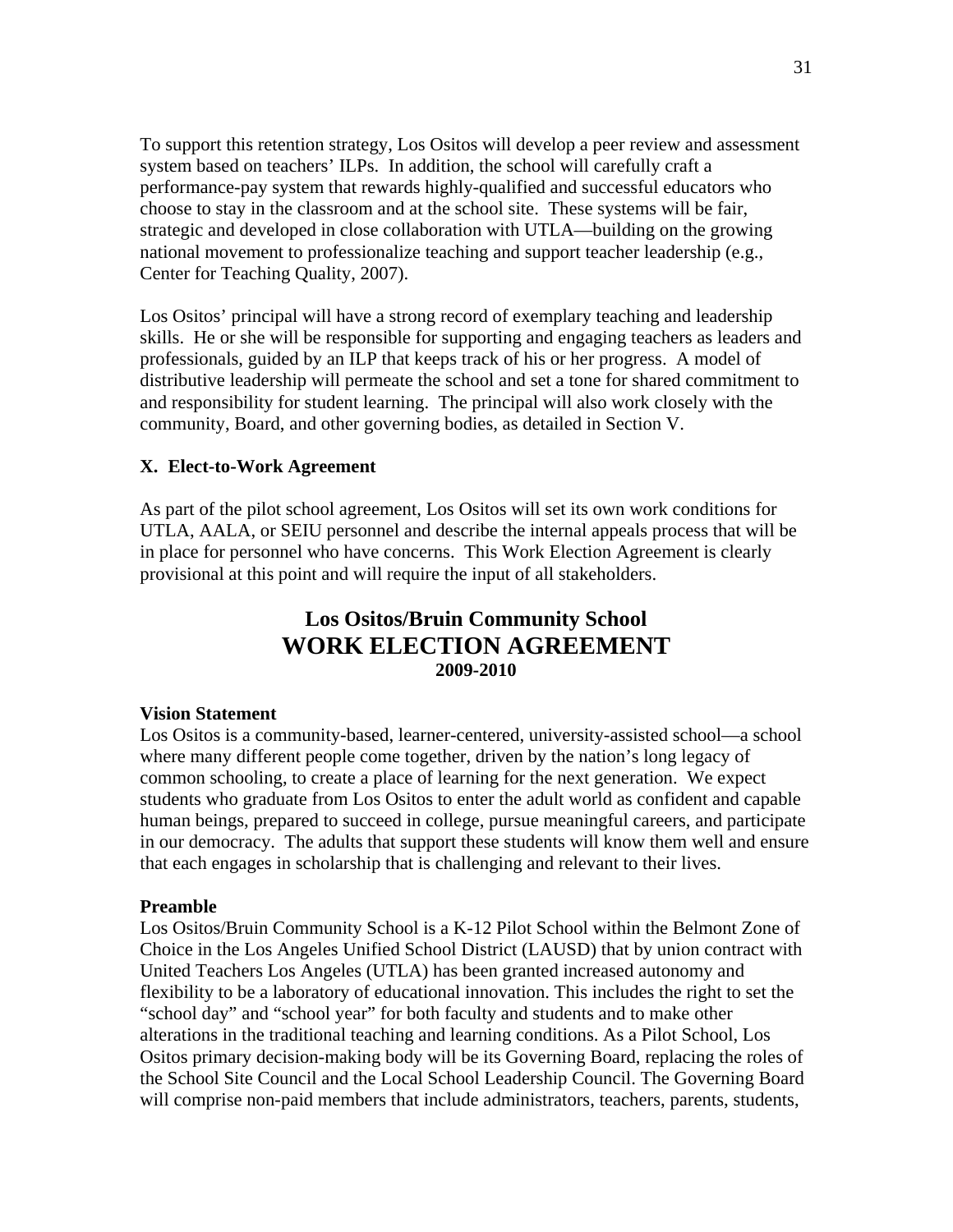To support this retention strategy, Los Ositos will develop a peer review and assessment system based on teachers' ILPs. In addition, the school will carefully craft a performance-pay system that rewards highly-qualified and successful educators who choose to stay in the classroom and at the school site. These systems will be fair, strategic and developed in close collaboration with UTLA—building on the growing national movement to professionalize teaching and support teacher leadership (e.g., Center for Teaching Quality, 2007).

Los Ositos' principal will have a strong record of exemplary teaching and leadership skills. He or she will be responsible for supporting and engaging teachers as leaders and professionals, guided by an ILP that keeps track of his or her progress. A model of distributive leadership will permeate the school and set a tone for shared commitment to and responsibility for student learning. The principal will also work closely with the community, Board, and other governing bodies, as detailed in Section V.

## X. Elect-to-Work Agreement

As part of the pilot school agreement, Los Ositos will set its own work conditions for UTLA, AALA, or SEIU personnel and describe the internal appeals process that will be in place for personnel who have concerns. This Work Election Agreement is clearly provisional at this point and will require the input of all stakeholders.

# Los Ositos/Bruin Community School
# WORK ELECTION AGREEMENT
### 2009-2010

**Vision Statement**
Los Ositos is a community-based, learner-centered, university-assisted school—a school where many different people come together, driven by the nation's long legacy of common schooling, to create a place of learning for the next generation. We expect students who graduate from Los Ositos to enter the adult world as confident and capable human beings, prepared to succeed in college, pursue meaningful careers, and participate in our democracy. The adults that support these students will know them well and ensure that each engages in scholarship that is challenging and relevant to their lives.

**Preamble**
Los Ositos/Bruin Community School is a K-12 Pilot School within the Belmont Zone of Choice in the Los Angeles Unified School District (LAUSD) that by union contract with United Teachers Los Angeles (UTLA) has been granted increased autonomy and flexibility to be a laboratory of educational innovation. This includes the right to set the "school day" and "school year" for both faculty and students and to make other alterations in the traditional teaching and learning conditions. As a Pilot School, Los Ositos primary decision-making body will be its Governing Board, replacing the roles of the School Site Council and the Local School Leadership Council. The Governing Board will comprise non-paid members that include administrators, teachers, parents, students,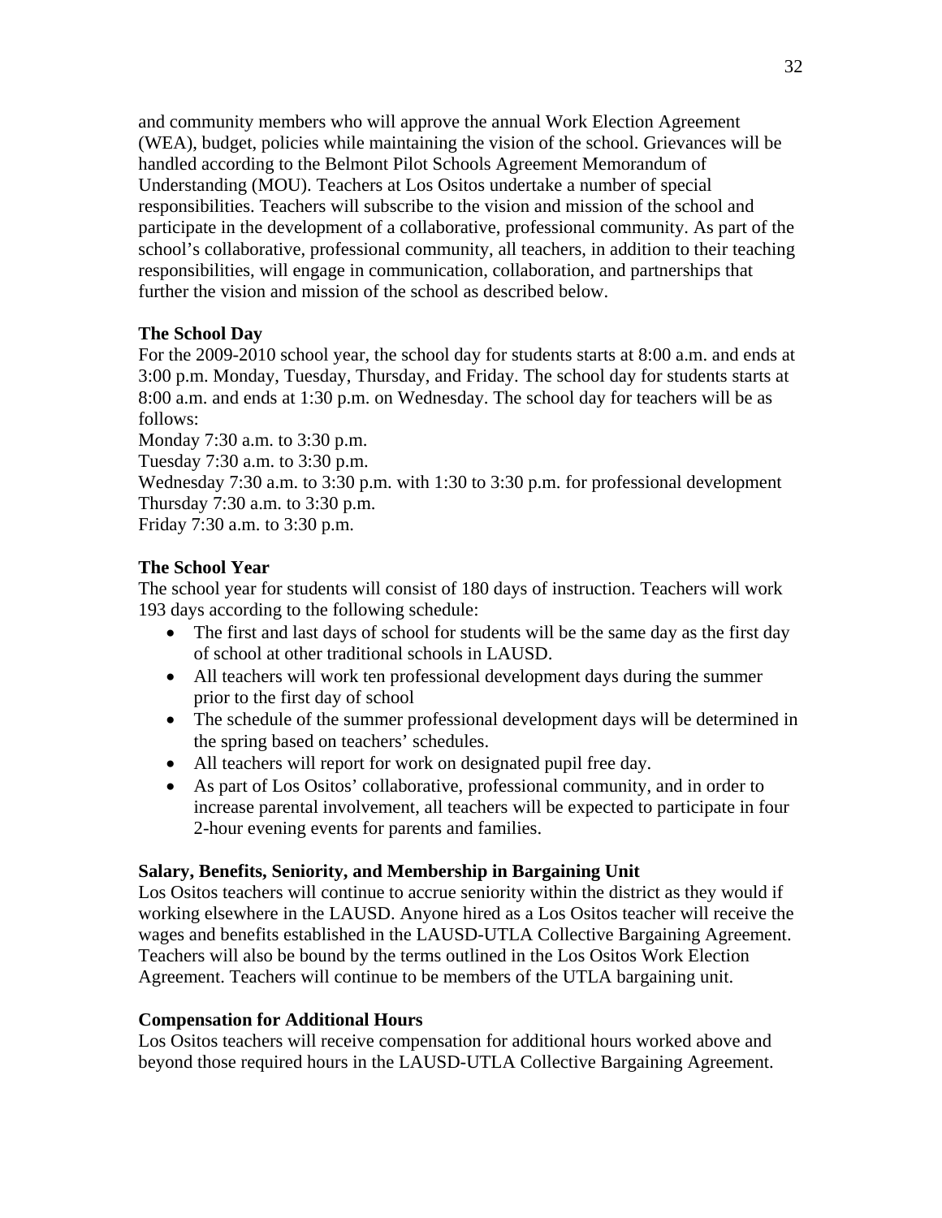and community members who will approve the annual Work Election Agreement (WEA), budget, policies while maintaining the vision of the school. Grievances will be handled according to the Belmont Pilot Schools Agreement Memorandum of Understanding (MOU). Teachers at Los Ositos undertake a number of special responsibilities. Teachers will subscribe to the vision and mission of the school and participate in the development of a collaborative, professional community. As part of the school's collaborative, professional community, all teachers, in addition to their teaching responsibilities, will engage in communication, collaboration, and partnerships that further the vision and mission of the school as described below.

**The School Day**

For the 2009-2010 school year, the school day for students starts at 8:00 a.m. and ends at 3:00 p.m. Monday, Tuesday, Thursday, and Friday. The school day for students starts at 8:00 a.m. and ends at 1:30 p.m. on Wednesday. The school day for teachers will be as follows:

Monday 7:30 a.m. to 3:30 p.m.
Tuesday 7:30 a.m. to 3:30 p.m.
Wednesday 7:30 a.m. to 3:30 p.m. with 1:30 to 3:30 p.m. for professional development
Thursday 7:30 a.m. to 3:30 p.m.
Friday 7:30 a.m. to 3:30 p.m.

**The School Year**

The school year for students will consist of 180 days of instruction. Teachers will work 193 days according to the following schedule:

- The first and last days of school for students will be the same day as the first day of school at other traditional schools in LAUSD.
- All teachers will work ten professional development days during the summer prior to the first day of school
- The schedule of the summer professional development days will be determined in the spring based on teachers' schedules.
- All teachers will report for work on designated pupil free day.
- As part of Los Ositos' collaborative, professional community, and in order to increase parental involvement, all teachers will be expected to participate in four 2-hour evening events for parents and families.

**Salary, Benefits, Seniority, and Membership in Bargaining Unit**

Los Ositos teachers will continue to accrue seniority within the district as they would if working elsewhere in the LAUSD. Anyone hired as a Los Ositos teacher will receive the wages and benefits established in the LAUSD-UTLA Collective Bargaining Agreement. Teachers will also be bound by the terms outlined in the Los Ositos Work Election Agreement. Teachers will continue to be members of the UTLA bargaining unit.

**Compensation for Additional Hours**

Los Ositos teachers will receive compensation for additional hours worked above and beyond those required hours in the LAUSD-UTLA Collective Bargaining Agreement.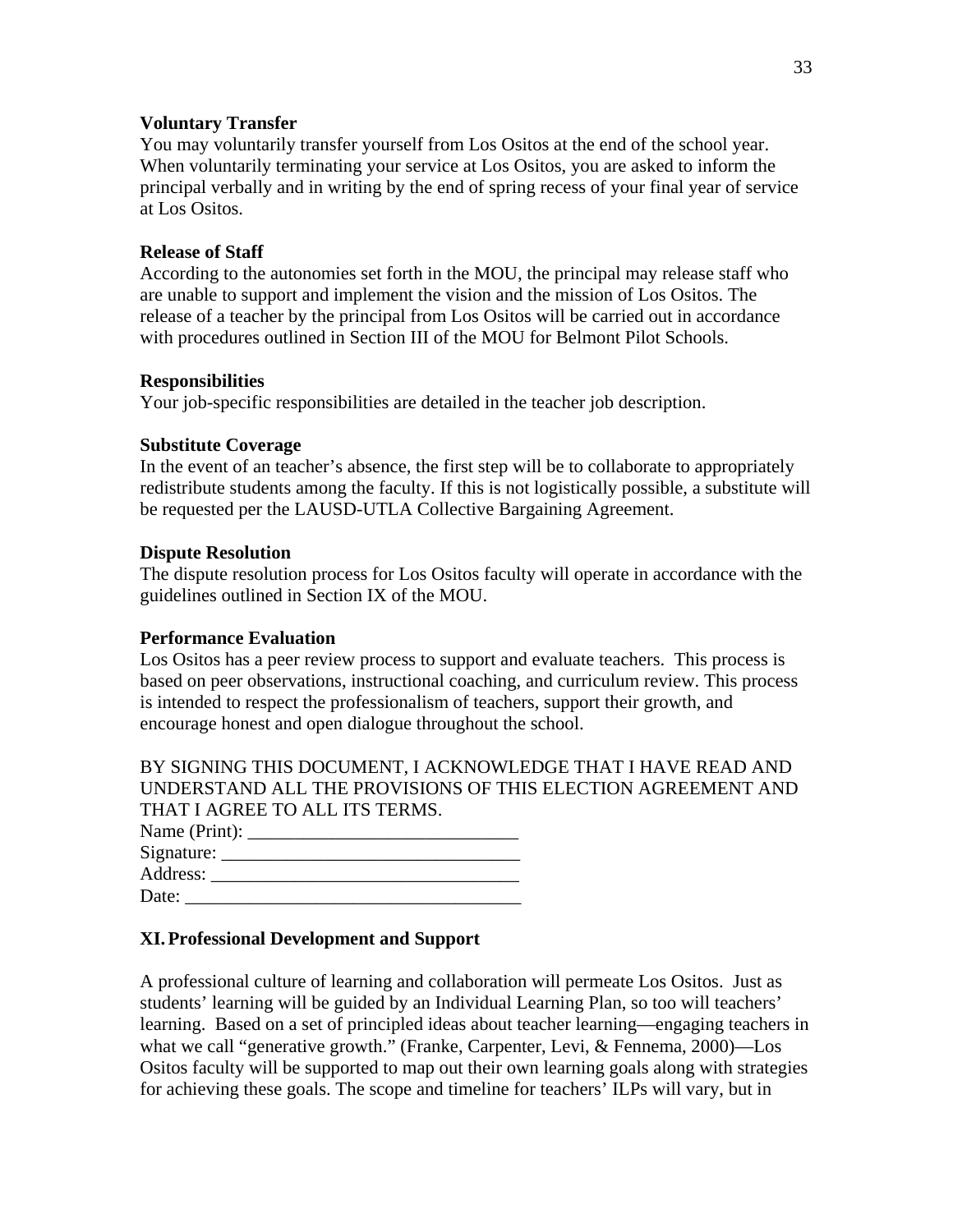**Voluntary Transfer**
You may voluntarily transfer yourself from Los Ositos at the end of the school year. When voluntarily terminating your service at Los Ositos, you are asked to inform the principal verbally and in writing by the end of spring recess of your final year of service at Los Ositos.

**Release of Staff**
According to the autonomies set forth in the MOU, the principal may release staff who are unable to support and implement the vision and the mission of Los Ositos. The release of a teacher by the principal from Los Ositos will be carried out in accordance with procedures outlined in Section III of the MOU for Belmont Pilot Schools.

**Responsibilities**
Your job-specific responsibilities are detailed in the teacher job description.

**Substitute Coverage**
In the event of an teacher's absence, the first step will be to collaborate to appropriately redistribute students among the faculty. If this is not logistically possible, a substitute will be requested per the LAUSD-UTLA Collective Bargaining Agreement.

**Dispute Resolution**
The dispute resolution process for Los Ositos faculty will operate in accordance with the guidelines outlined in Section IX of the MOU.

**Performance Evaluation**
Los Ositos has a peer review process to support and evaluate teachers. This process is based on peer observations, instructional coaching, and curriculum review. This process is intended to respect the professionalism of teachers, support their growth, and encourage honest and open dialogue throughout the school.

BY SIGNING THIS DOCUMENT, I ACKNOWLEDGE THAT I HAVE READ AND UNDERSTAND ALL THE PROVISIONS OF THIS ELECTION AGREEMENT AND THAT I AGREE TO ALL ITS TERMS.
Name (Print): _____________________________
Signature: _______________________________
Address: ________________________________
Date: ___________________________________

## XI. Professional Development and Support

A professional culture of learning and collaboration will permeate Los Ositos. Just as students' learning will be guided by an Individual Learning Plan, so too will teachers' learning. Based on a set of principled ideas about teacher learning—engaging teachers in what we call "generative growth." (Franke, Carpenter, Levi, & Fennema, 2000)—Los Ositos faculty will be supported to map out their own learning goals along with strategies for achieving these goals. The scope and timeline for teachers' ILPs will vary, but in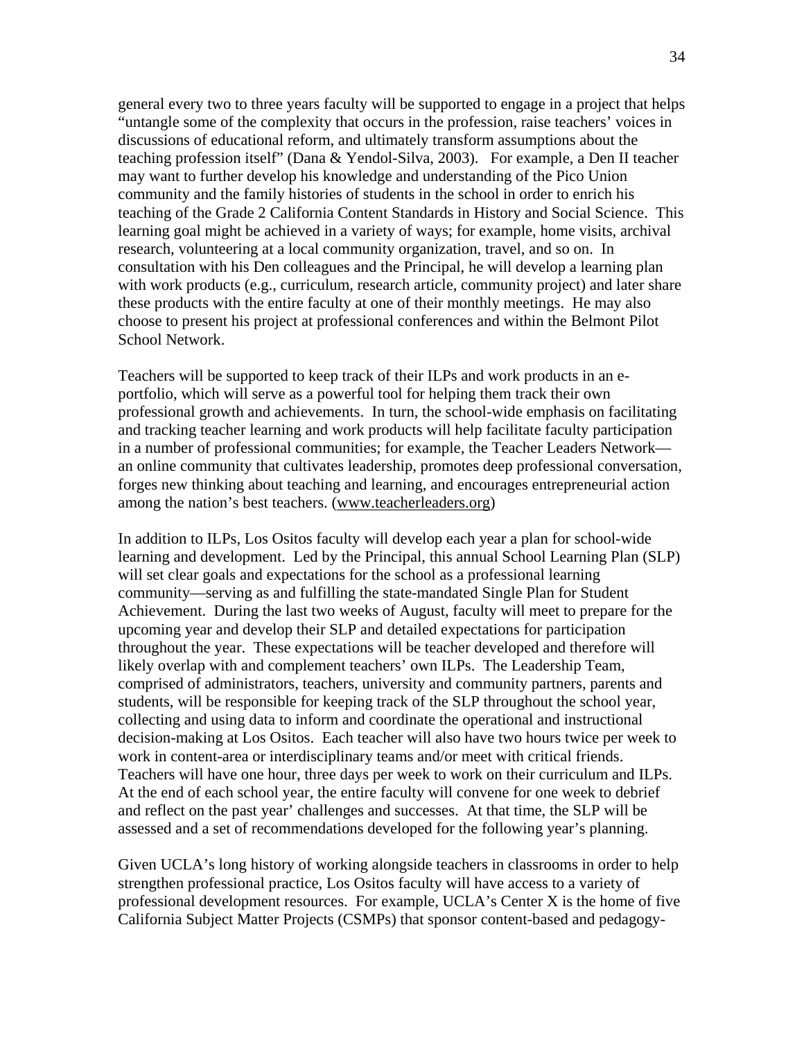general every two to three years faculty will be supported to engage in a project that helps "untangle some of the complexity that occurs in the profession, raise teachers' voices in discussions of educational reform, and ultimately transform assumptions about the teaching profession itself" (Dana & Yendol-Silva, 2003). For example, a Den II teacher may want to further develop his knowledge and understanding of the Pico Union community and the family histories of students in the school in order to enrich his teaching of the Grade 2 California Content Standards in History and Social Science. This learning goal might be achieved in a variety of ways; for example, home visits, archival research, volunteering at a local community organization, travel, and so on. In consultation with his Den colleagues and the Principal, he will develop a learning plan with work products (e.g., curriculum, research article, community project) and later share these products with the entire faculty at one of their monthly meetings. He may also choose to present his project at professional conferences and within the Belmont Pilot School Network.

Teachers will be supported to keep track of their ILPs and work products in an e-portfolio, which will serve as a powerful tool for helping them track their own professional growth and achievements. In turn, the school-wide emphasis on facilitating and tracking teacher learning and work products will help facilitate faculty participation in a number of professional communities; for example, the Teacher Leaders Network—an online community that cultivates leadership, promotes deep professional conversation, forges new thinking about teaching and learning, and encourages entrepreneurial action among the nation's best teachers. (www.teacherleaders.org)

In addition to ILPs, Los Ositos faculty will develop each year a plan for school-wide learning and development. Led by the Principal, this annual School Learning Plan (SLP) will set clear goals and expectations for the school as a professional learning community—serving as and fulfilling the state-mandated Single Plan for Student Achievement. During the last two weeks of August, faculty will meet to prepare for the upcoming year and develop their SLP and detailed expectations for participation throughout the year. These expectations will be teacher developed and therefore will likely overlap with and complement teachers' own ILPs. The Leadership Team, comprised of administrators, teachers, university and community partners, parents and students, will be responsible for keeping track of the SLP throughout the school year, collecting and using data to inform and coordinate the operational and instructional decision-making at Los Ositos. Each teacher will also have two hours twice per week to work in content-area or interdisciplinary teams and/or meet with critical friends. Teachers will have one hour, three days per week to work on their curriculum and ILPs. At the end of each school year, the entire faculty will convene for one week to debrief and reflect on the past year' challenges and successes. At that time, the SLP will be assessed and a set of recommendations developed for the following year's planning.

Given UCLA's long history of working alongside teachers in classrooms in order to help strengthen professional practice, Los Ositos faculty will have access to a variety of professional development resources. For example, UCLA's Center X is the home of five California Subject Matter Projects (CSMPs) that sponsor content-based and pedagogy-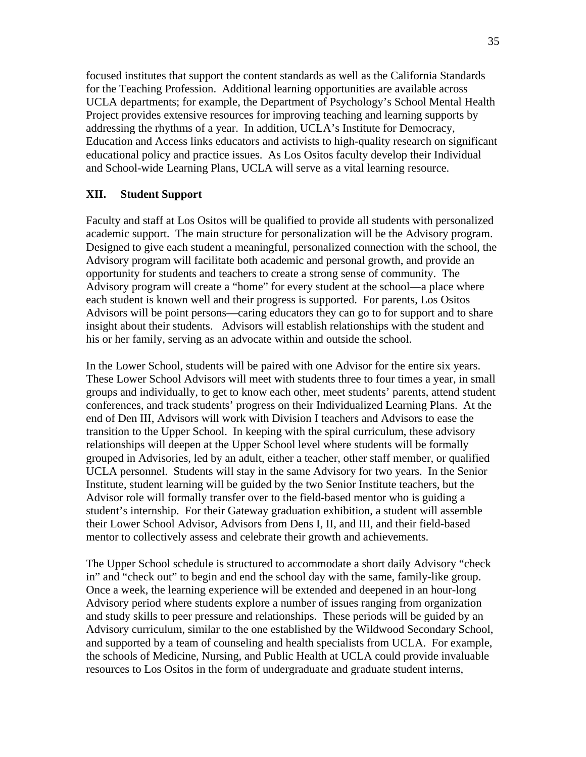focused institutes that support the content standards as well as the California Standards for the Teaching Profession. Additional learning opportunities are available across UCLA departments; for example, the Department of Psychology's School Mental Health Project provides extensive resources for improving teaching and learning supports by addressing the rhythms of a year. In addition, UCLA's Institute for Democracy, Education and Access links educators and activists to high-quality research on significant educational policy and practice issues. As Los Ositos faculty develop their Individual and School-wide Learning Plans, UCLA will serve as a vital learning resource.

## XII. Student Support

Faculty and staff at Los Ositos will be qualified to provide all students with personalized academic support. The main structure for personalization will be the Advisory program. Designed to give each student a meaningful, personalized connection with the school, the Advisory program will facilitate both academic and personal growth, and provide an opportunity for students and teachers to create a strong sense of community. The Advisory program will create a "home" for every student at the school—a place where each student is known well and their progress is supported. For parents, Los Ositos Advisors will be point persons—caring educators they can go to for support and to share insight about their students. Advisors will establish relationships with the student and his or her family, serving as an advocate within and outside the school.

In the Lower School, students will be paired with one Advisor for the entire six years. These Lower School Advisors will meet with students three to four times a year, in small groups and individually, to get to know each other, meet students' parents, attend student conferences, and track students' progress on their Individualized Learning Plans. At the end of Den III, Advisors will work with Division I teachers and Advisors to ease the transition to the Upper School. In keeping with the spiral curriculum, these advisory relationships will deepen at the Upper School level where students will be formally grouped in Advisories, led by an adult, either a teacher, other staff member, or qualified UCLA personnel. Students will stay in the same Advisory for two years. In the Senior Institute, student learning will be guided by the two Senior Institute teachers, but the Advisor role will formally transfer over to the field-based mentor who is guiding a student's internship. For their Gateway graduation exhibition, a student will assemble their Lower School Advisor, Advisors from Dens I, II, and III, and their field-based mentor to collectively assess and celebrate their growth and achievements.

The Upper School schedule is structured to accommodate a short daily Advisory "check in" and "check out" to begin and end the school day with the same, family-like group. Once a week, the learning experience will be extended and deepened in an hour-long Advisory period where students explore a number of issues ranging from organization and study skills to peer pressure and relationships. These periods will be guided by an Advisory curriculum, similar to the one established by the Wildwood Secondary School, and supported by a team of counseling and health specialists from UCLA. For example, the schools of Medicine, Nursing, and Public Health at UCLA could provide invaluable resources to Los Ositos in the form of undergraduate and graduate student interns,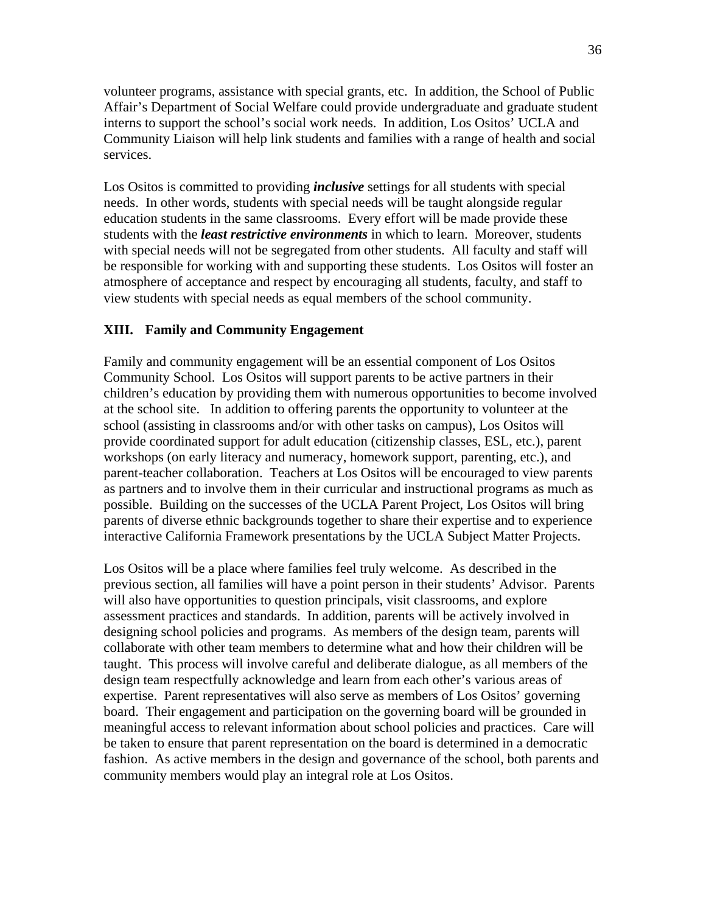volunteer programs, assistance with special grants, etc. In addition, the School of Public Affair's Department of Social Welfare could provide undergraduate and graduate student interns to support the school's social work needs. In addition, Los Ositos' UCLA and Community Liaison will help link students and families with a range of health and social services.

Los Ositos is committed to providing ***inclusive*** settings for all students with special needs. In other words, students with special needs will be taught alongside regular education students in the same classrooms. Every effort will be made provide these students with the ***least restrictive environments*** in which to learn. Moreover, students with special needs will not be segregated from other students. All faculty and staff will be responsible for working with and supporting these students. Los Ositos will foster an atmosphere of acceptance and respect by encouraging all students, faculty, and staff to view students with special needs as equal members of the school community.

## XIII. Family and Community Engagement

Family and community engagement will be an essential component of Los Ositos Community School. Los Ositos will support parents to be active partners in their children's education by providing them with numerous opportunities to become involved at the school site. In addition to offering parents the opportunity to volunteer at the school (assisting in classrooms and/or with other tasks on campus), Los Ositos will provide coordinated support for adult education (citizenship classes, ESL, etc.), parent workshops (on early literacy and numeracy, homework support, parenting, etc.), and parent-teacher collaboration. Teachers at Los Ositos will be encouraged to view parents as partners and to involve them in their curricular and instructional programs as much as possible. Building on the successes of the UCLA Parent Project, Los Ositos will bring parents of diverse ethnic backgrounds together to share their expertise and to experience interactive California Framework presentations by the UCLA Subject Matter Projects.

Los Ositos will be a place where families feel truly welcome. As described in the previous section, all families will have a point person in their students' Advisor. Parents will also have opportunities to question principals, visit classrooms, and explore assessment practices and standards. In addition, parents will be actively involved in designing school policies and programs. As members of the design team, parents will collaborate with other team members to determine what and how their children will be taught. This process will involve careful and deliberate dialogue, as all members of the design team respectfully acknowledge and learn from each other's various areas of expertise. Parent representatives will also serve as members of Los Ositos' governing board. Their engagement and participation on the governing board will be grounded in meaningful access to relevant information about school policies and practices. Care will be taken to ensure that parent representation on the board is determined in a democratic fashion. As active members in the design and governance of the school, both parents and community members would play an integral role at Los Ositos.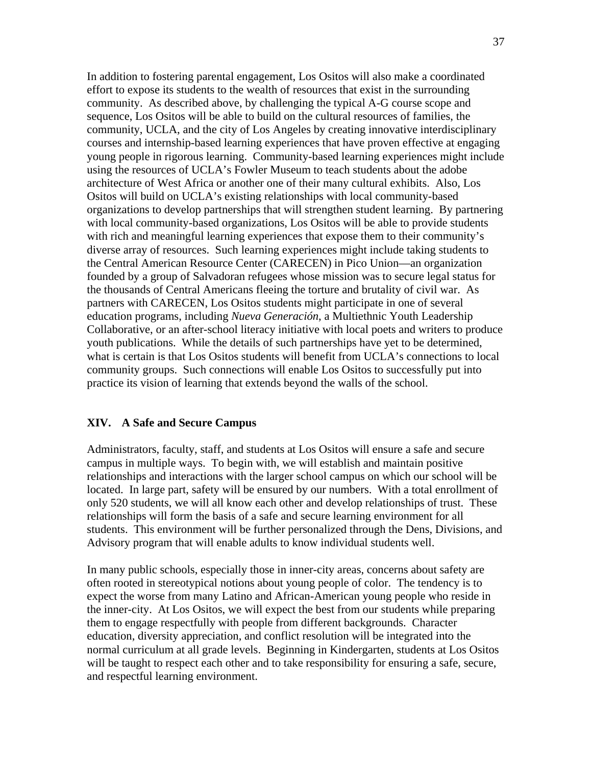In addition to fostering parental engagement, Los Ositos will also make a coordinated effort to expose its students to the wealth of resources that exist in the surrounding community. As described above, by challenging the typical A-G course scope and sequence, Los Ositos will be able to build on the cultural resources of families, the community, UCLA, and the city of Los Angeles by creating innovative interdisciplinary courses and internship-based learning experiences that have proven effective at engaging young people in rigorous learning. Community-based learning experiences might include using the resources of UCLA's Fowler Museum to teach students about the adobe architecture of West Africa or another one of their many cultural exhibits. Also, Los Ositos will build on UCLA's existing relationships with local community-based organizations to develop partnerships that will strengthen student learning. By partnering with local community-based organizations, Los Ositos will be able to provide students with rich and meaningful learning experiences that expose them to their community's diverse array of resources. Such learning experiences might include taking students to the Central American Resource Center (CARECEN) in Pico Union—an organization founded by a group of Salvadoran refugees whose mission was to secure legal status for the thousands of Central Americans fleeing the torture and brutality of civil war. As partners with CARECEN, Los Ositos students might participate in one of several education programs, including *Nueva Generación*, a Multiethnic Youth Leadership Collaborative, or an after-school literacy initiative with local poets and writers to produce youth publications. While the details of such partnerships have yet to be determined, what is certain is that Los Ositos students will benefit from UCLA's connections to local community groups. Such connections will enable Los Ositos to successfully put into practice its vision of learning that extends beyond the walls of the school.

## XIV. A Safe and Secure Campus

Administrators, faculty, staff, and students at Los Ositos will ensure a safe and secure campus in multiple ways. To begin with, we will establish and maintain positive relationships and interactions with the larger school campus on which our school will be located. In large part, safety will be ensured by our numbers. With a total enrollment of only 520 students, we will all know each other and develop relationships of trust. These relationships will form the basis of a safe and secure learning environment for all students. This environment will be further personalized through the Dens, Divisions, and Advisory program that will enable adults to know individual students well.

In many public schools, especially those in inner-city areas, concerns about safety are often rooted in stereotypical notions about young people of color. The tendency is to expect the worse from many Latino and African-American young people who reside in the inner-city. At Los Ositos, we will expect the best from our students while preparing them to engage respectfully with people from different backgrounds. Character education, diversity appreciation, and conflict resolution will be integrated into the normal curriculum at all grade levels. Beginning in Kindergarten, students at Los Ositos will be taught to respect each other and to take responsibility for ensuring a safe, secure, and respectful learning environment.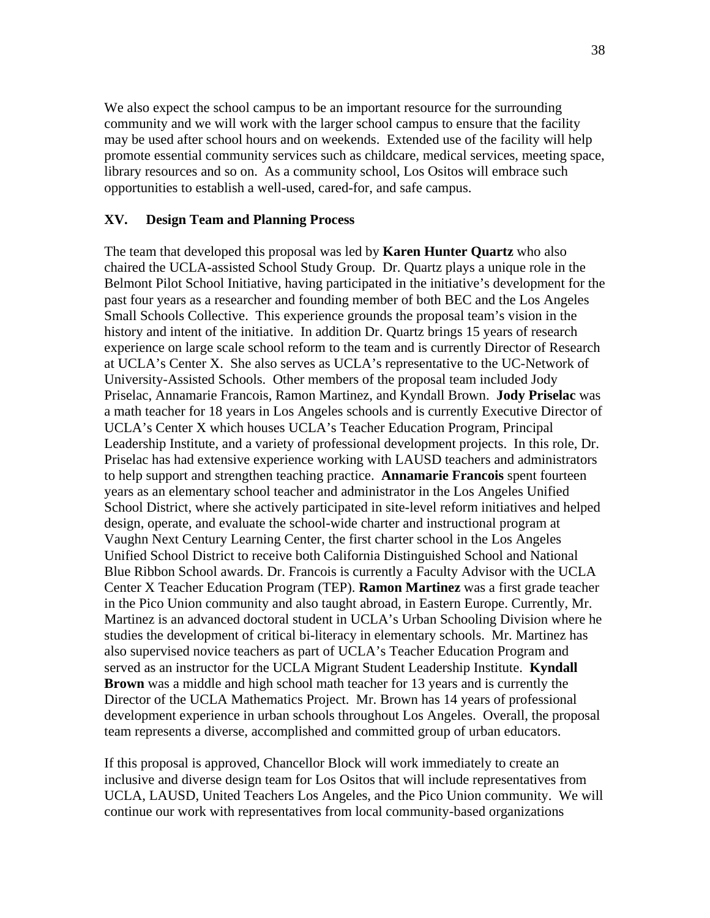We also expect the school campus to be an important resource for the surrounding community and we will work with the larger school campus to ensure that the facility may be used after school hours and on weekends. Extended use of the facility will help promote essential community services such as childcare, medical services, meeting space, library resources and so on. As a community school, Los Ositos will embrace such opportunities to establish a well-used, cared-for, and safe campus.

## XV. Design Team and Planning Process

The team that developed this proposal was led by **Karen Hunter Quartz** who also chaired the UCLA-assisted School Study Group. Dr. Quartz plays a unique role in the Belmont Pilot School Initiative, having participated in the initiative's development for the past four years as a researcher and founding member of both BEC and the Los Angeles Small Schools Collective. This experience grounds the proposal team's vision in the history and intent of the initiative. In addition Dr. Quartz brings 15 years of research experience on large scale school reform to the team and is currently Director of Research at UCLA's Center X. She also serves as UCLA's representative to the UC-Network of University-Assisted Schools. Other members of the proposal team included Jody Priselac, Annamarie Francois, Ramon Martinez, and Kyndall Brown. **Jody Priselac** was a math teacher for 18 years in Los Angeles schools and is currently Executive Director of UCLA's Center X which houses UCLA's Teacher Education Program, Principal Leadership Institute, and a variety of professional development projects. In this role, Dr. Priselac has had extensive experience working with LAUSD teachers and administrators to help support and strengthen teaching practice. **Annamarie Francois** spent fourteen years as an elementary school teacher and administrator in the Los Angeles Unified School District, where she actively participated in site-level reform initiatives and helped design, operate, and evaluate the school-wide charter and instructional program at Vaughn Next Century Learning Center, the first charter school in the Los Angeles Unified School District to receive both California Distinguished School and National Blue Ribbon School awards. Dr. Francois is currently a Faculty Advisor with the UCLA Center X Teacher Education Program (TEP). **Ramon Martinez** was a first grade teacher in the Pico Union community and also taught abroad, in Eastern Europe. Currently, Mr. Martinez is an advanced doctoral student in UCLA's Urban Schooling Division where he studies the development of critical bi-literacy in elementary schools. Mr. Martinez has also supervised novice teachers as part of UCLA's Teacher Education Program and served as an instructor for the UCLA Migrant Student Leadership Institute. **Kyndall Brown** was a middle and high school math teacher for 13 years and is currently the Director of the UCLA Mathematics Project. Mr. Brown has 14 years of professional development experience in urban schools throughout Los Angeles. Overall, the proposal team represents a diverse, accomplished and committed group of urban educators.

If this proposal is approved, Chancellor Block will work immediately to create an inclusive and diverse design team for Los Ositos that will include representatives from UCLA, LAUSD, United Teachers Los Angeles, and the Pico Union community. We will continue our work with representatives from local community-based organizations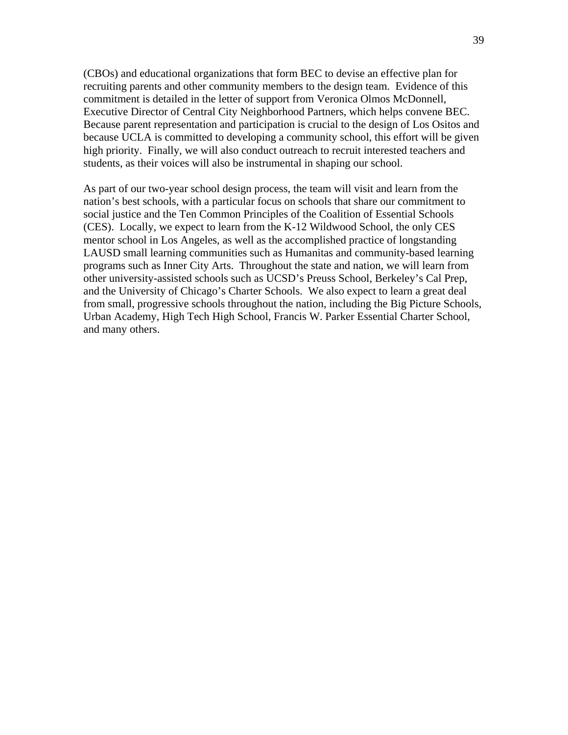(CBOs) and educational organizations that form BEC to devise an effective plan for recruiting parents and other community members to the design team. Evidence of this commitment is detailed in the letter of support from Veronica Olmos McDonnell, Executive Director of Central City Neighborhood Partners, which helps convene BEC. Because parent representation and participation is crucial to the design of Los Ositos and because UCLA is committed to developing a community school, this effort will be given high priority. Finally, we will also conduct outreach to recruit interested teachers and students, as their voices will also be instrumental in shaping our school.

As part of our two-year school design process, the team will visit and learn from the nation's best schools, with a particular focus on schools that share our commitment to social justice and the Ten Common Principles of the Coalition of Essential Schools (CES). Locally, we expect to learn from the K-12 Wildwood School, the only CES mentor school in Los Angeles, as well as the accomplished practice of longstanding LAUSD small learning communities such as Humanitas and community-based learning programs such as Inner City Arts. Throughout the state and nation, we will learn from other university-assisted schools such as UCSD's Preuss School, Berkeley's Cal Prep, and the University of Chicago's Charter Schools. We also expect to learn a great deal from small, progressive schools throughout the nation, including the Big Picture Schools, Urban Academy, High Tech High School, Francis W. Parker Essential Charter School, and many others.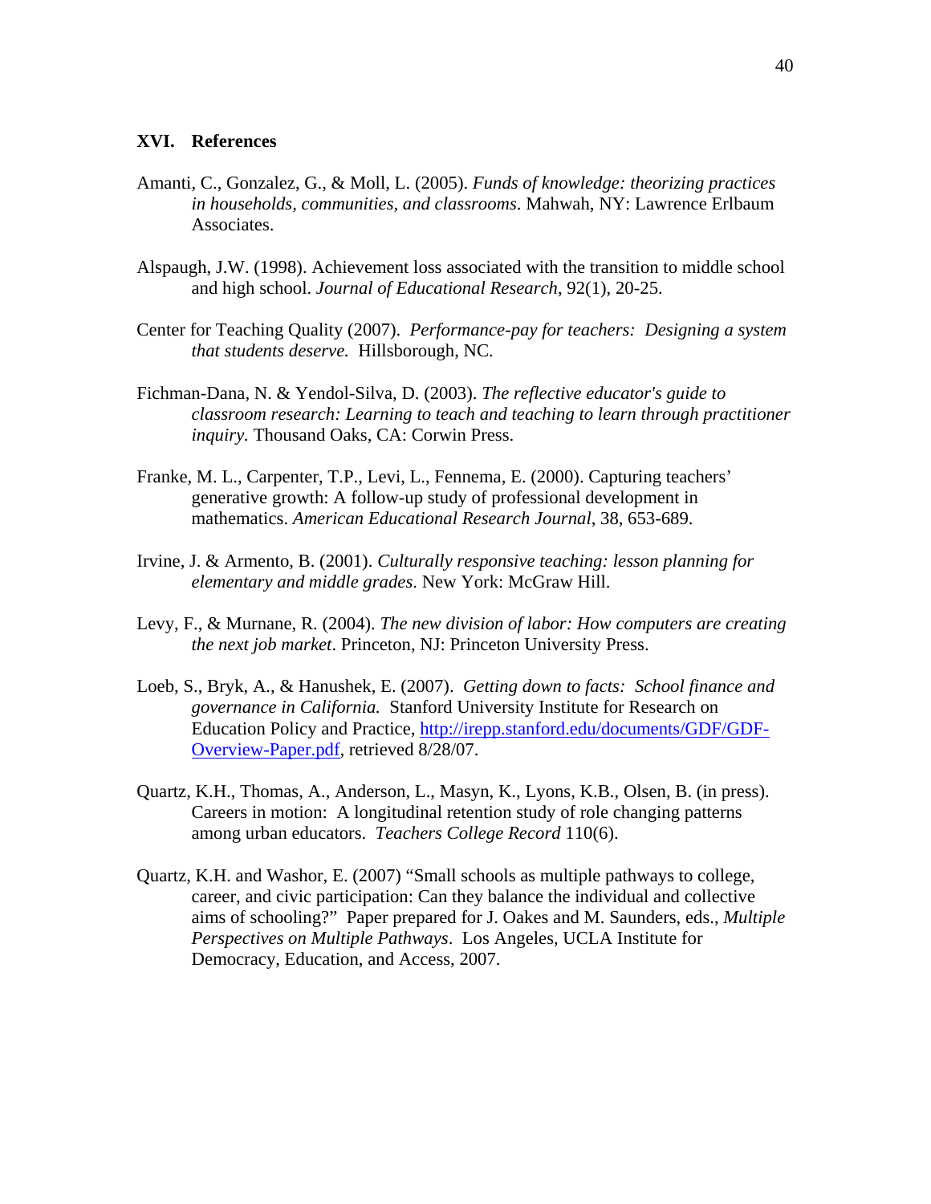## XVI. References

Amanti, C., Gonzalez, G., & Moll, L. (2005). *Funds of knowledge: theorizing practices in households, communities, and classrooms*. Mahwah, NY: Lawrence Erlbaum Associates.

Alspaugh, J.W. (1998). Achievement loss associated with the transition to middle school and high school. *Journal of Educational Research*, 92(1), 20-25.

Center for Teaching Quality (2007). *Performance-pay for teachers: Designing a system that students deserve.* Hillsborough, NC.

Fichman-Dana, N. & Yendol-Silva, D. (2003). *The reflective educator's guide to classroom research: Learning to teach and teaching to learn through practitioner inquiry.* Thousand Oaks, CA: Corwin Press.

Franke, M. L., Carpenter, T.P., Levi, L., Fennema, E. (2000). Capturing teachers' generative growth: A follow-up study of professional development in mathematics. *American Educational Research Journal*, 38, 653-689.

Irvine, J. & Armento, B. (2001). *Culturally responsive teaching: lesson planning for elementary and middle grades*. New York: McGraw Hill.

Levy, F., & Murnane, R. (2004). *The new division of labor: How computers are creating the next job market*. Princeton, NJ: Princeton University Press.

Loeb, S., Bryk, A., & Hanushek, E. (2007). *Getting down to facts: School finance and governance in California.* Stanford University Institute for Research on Education Policy and Practice, [http://irepp.stanford.edu/documents/GDF/GDF-Overview-Paper.pdf](http://irepp.stanford.edu/documents/GDF/GDF-Overview-Paper.pdf), retrieved 8/28/07.

Quartz, K.H., Thomas, A., Anderson, L., Masyn, K., Lyons, K.B., Olsen, B. (in press). Careers in motion: A longitudinal retention study of role changing patterns among urban educators. *Teachers College Record* 110(6).

Quartz, K.H. and Washor, E. (2007) "Small schools as multiple pathways to college, career, and civic participation: Can they balance the individual and collective aims of schooling?" Paper prepared for J. Oakes and M. Saunders, eds., *Multiple Perspectives on Multiple Pathways*. Los Angeles, UCLA Institute for Democracy, Education, and Access, 2007.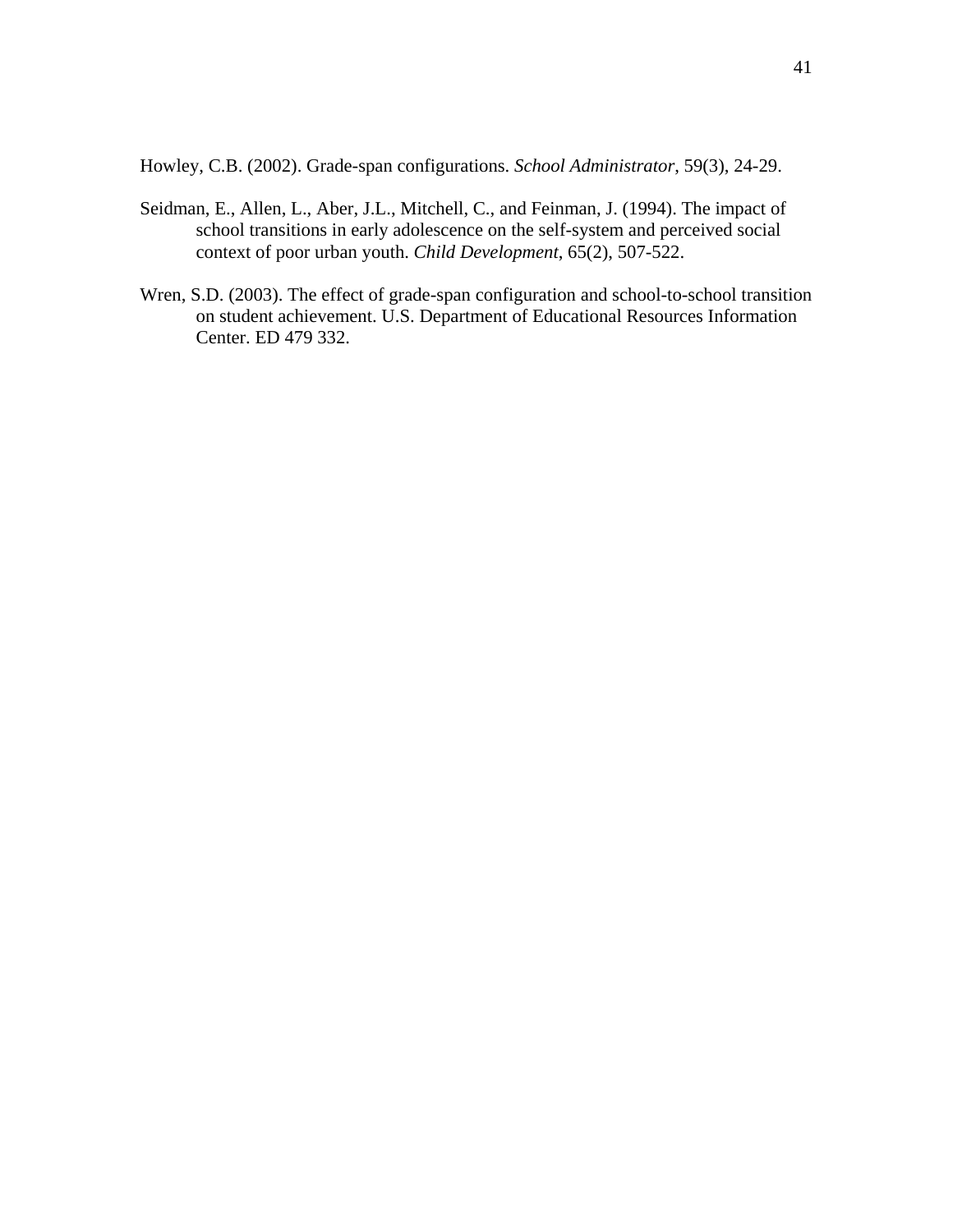Howley, C.B. (2002). Grade-span configurations. *School Administrator*, 59(3), 24-29.

Seidman, E., Allen, L., Aber, J.L., Mitchell, C., and Feinman, J. (1994). The impact of school transitions in early adolescence on the self-system and perceived social context of poor urban youth. *Child Development*, 65(2), 507-522.

Wren, S.D. (2003). The effect of grade-span configuration and school-to-school transition on student achievement. U.S. Department of Educational Resources Information Center. ED 479 332.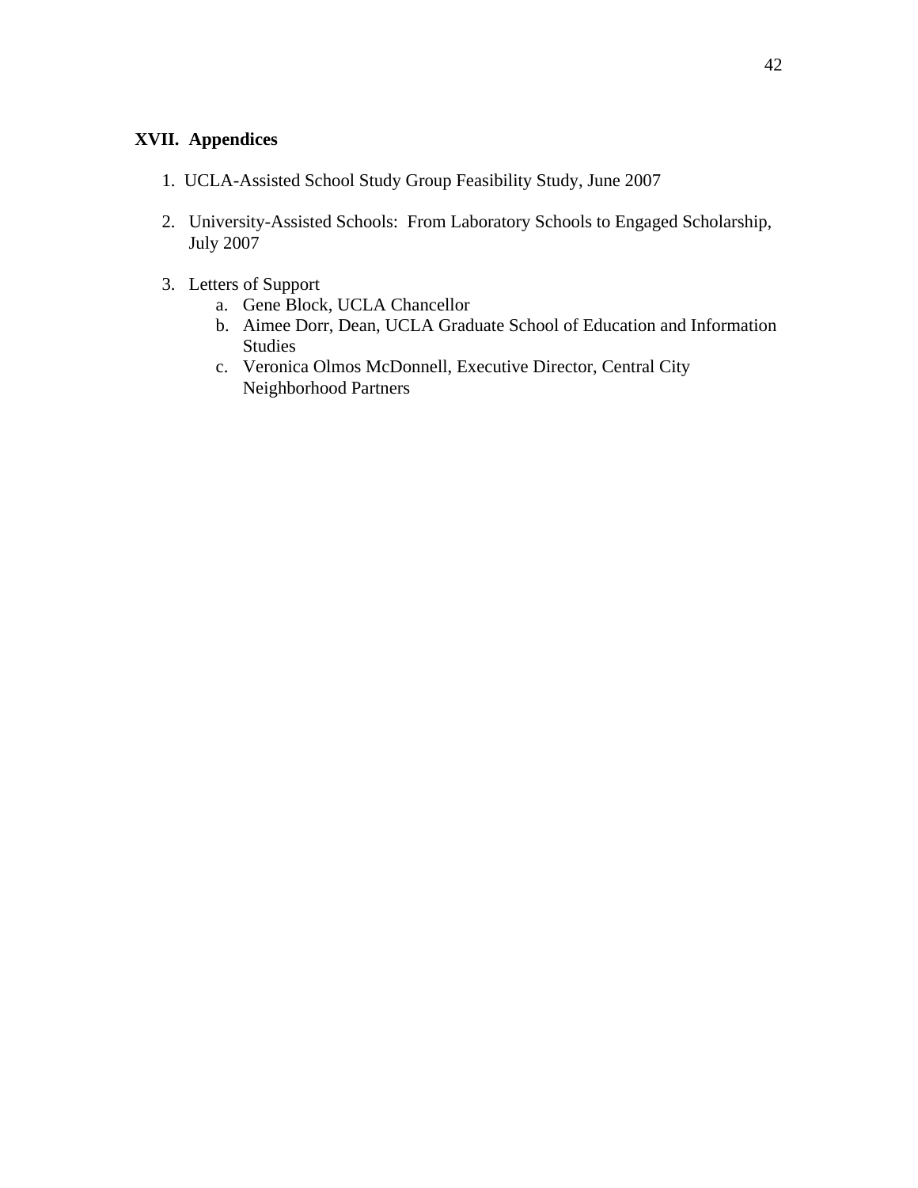## XVII. Appendices

1. UCLA-Assisted School Study Group Feasibility Study, June 2007

2. University-Assisted Schools: From Laboratory Schools to Engaged Scholarship, July 2007

3. Letters of Support
   a. Gene Block, UCLA Chancellor
   b. Aimee Dorr, Dean, UCLA Graduate School of Education and Information Studies
   c. Veronica Olmos McDonnell, Executive Director, Central City Neighborhood Partners